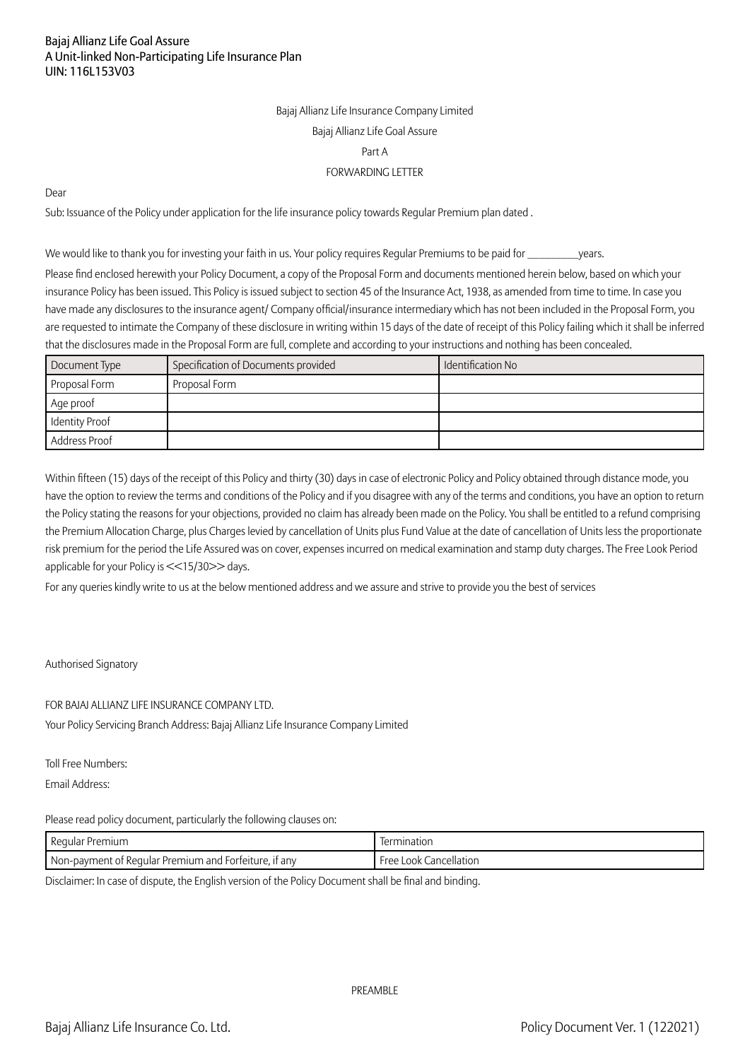Bajaj Allianz Life Goal Assure
A Unit-linked Non-Participating Life Insurance Plan
UIN: 116L153V03

Bajaj Allianz Life Insurance Company Limited

Bajaj Allianz Life Goal Assure

Part A

FORWARDING LETTER

Dear

Sub: Issuance of the Policy under application for the life insurance policy towards Regular Premium plan dated .

We would like to thank you for investing your faith in us. Your policy requires Regular Premiums to be paid for __________years.

Please find enclosed herewith your Policy Document, a copy of the Proposal Form and documents mentioned herein below, based on which your insurance Policy has been issued. This Policy is issued subject to section 45 of the Insurance Act, 1938, as amended from time to time. In case you have made any disclosures to the insurance agent/ Company official/insurance intermediary which has not been included in the Proposal Form, you are requested to intimate the Company of these disclosure in writing within 15 days of the date of receipt of this Policy failing which it shall be inferred that the disclosures made in the Proposal Form are full, complete and according to your instructions and nothing has been concealed.

| Document Type | Specification of Documents provided | Identification No |
|---|---|---|
| Proposal Form | Proposal Form | |
| Age proof | | |
| Identity Proof | | |
| Address Proof | | |

Within fifteen (15) days of the receipt of this Policy and thirty (30) days in case of electronic Policy and Policy obtained through distance mode, you have the option to review the terms and conditions of the Policy and if you disagree with any of the terms and conditions, you have an option to return the Policy stating the reasons for your objections, provided no claim has already been made on the Policy. You shall be entitled to a refund comprising the Premium Allocation Charge, plus Charges levied by cancellation of Units plus Fund Value at the date of cancellation of Units less the proportionate risk premium for the period the Life Assured was on cover, expenses incurred on medical examination and stamp duty charges. The Free Look Period applicable for your Policy is <<15/30>> days.

For any queries kindly write to us at the below mentioned address and we assure and strive to provide you the best of services

Authorised Signatory

FOR BAJAJ ALLIANZ LIFE INSURANCE COMPANY LTD.

Your Policy Servicing Branch Address: Bajaj Allianz Life Insurance Company Limited

Toll Free Numbers:

Email Address:

Please read policy document, particularly the following clauses on:

| Regular Premium | Termination |
|---|---|
| Non-payment of Regular Premium and Forfeiture, if any | Free Look Cancellation |

Disclaimer: In case of dispute, the English version of the Policy Document shall be final and binding.

PREAMBLE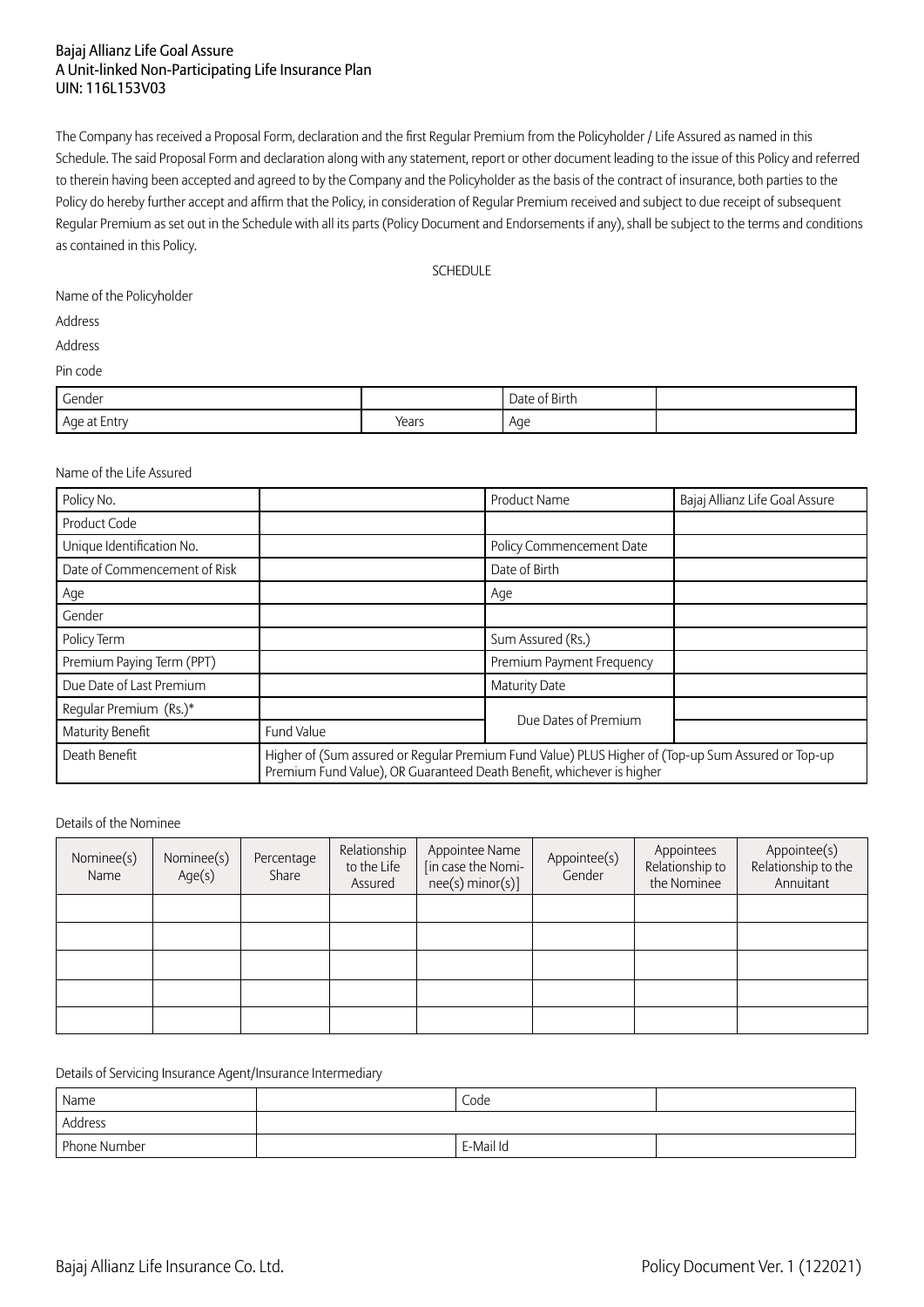Bajaj Allianz Life Goal Assure
A Unit-linked Non-Participating Life Insurance Plan
UIN: 116L153V03

The Company has received a Proposal Form, declaration and the first Regular Premium from the Policyholder / Life Assured as named in this Schedule. The said Proposal Form and declaration along with any statement, report or other document leading to the issue of this Policy and referred to therein having been accepted and agreed to by the Company and the Policyholder as the basis of the contract of insurance, both parties to the Policy do hereby further accept and affirm that the Policy, in consideration of Regular Premium received and subject to due receipt of subsequent Regular Premium as set out in the Schedule with all its parts (Policy Document and Endorsements if any), shall be subject to the terms and conditions as contained in this Policy.

SCHEDULE

Name of the Policyholder

Address

Address

Pin code

| Gender | | Date of Birth | |
|---|---|---|---|
| Age at Entry | Years | Age | |

Name of the Life Assured

| Policy No. | | Product Name | Bajaj Allianz Life Goal Assure |
|---|---|---|---|
| Product Code | | | |
| Unique Identification No. | | Policy Commencement Date | |
| Date of Commencement of Risk | | Date of Birth | |
| Age | | Age | |
| Gender | | | |
| Policy Term | | Sum Assured (Rs.) | |
| Premium Paying Term (PPT) | | Premium Payment Frequency | |
| Due Date of Last Premium | | Maturity Date | |
| Regular Premium (Rs.)* | | Due Dates of Premium | |
| Maturity Benefit | Fund Value | | |
| Death Benefit | Higher of (Sum assured or Regular Premium Fund Value) PLUS Higher of (Top-up Sum Assured or Top-up Premium Fund Value), OR Guaranteed Death Benefit, whichever is higher | | |

Details of the Nominee

| Nominee(s) Name | Nominee(s) Age(s) | Percentage Share | Relationship to the Life Assured | Appointee Name [in case the Nominee(s) minor(s)] | Appointee(s) Gender | Appointees Relationship to the Nominee | Appointee(s) Relationship to the Annuitant |
|---|---|---|---|---|---|---|---|
| | | | | | | | |
| | | | | | | | |
| | | | | | | | |
| | | | | | | | |
| | | | | | | | |

Details of Servicing Insurance Agent/Insurance Intermediary

| Name | | Code | |
|---|---|---|---|
| Address | | | |
| Phone Number | | E-Mail Id | |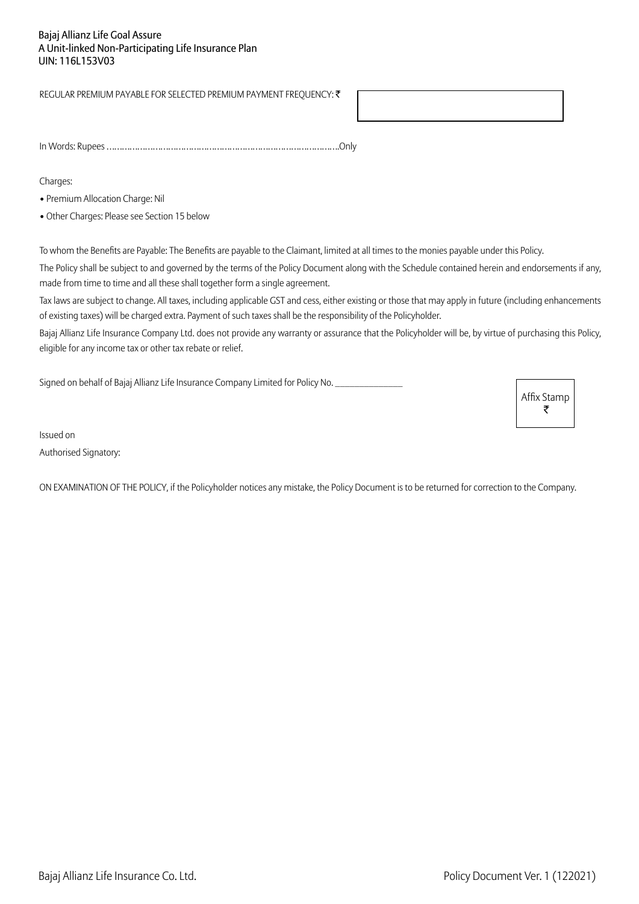Bajaj Allianz Life Goal Assure
A Unit-linked Non-Participating Life Insurance Plan
UIN: 116L153V03

REGULAR PREMIUM PAYABLE FOR SELECTED PREMIUM PAYMENT FREQUENCY: ₹

In Words: Rupees …………………………………………………………………………………Only

Charges:

- Premium Allocation Charge: Nil
- Other Charges: Please see Section 15 below

To whom the Benefits are Payable: The Benefits are payable to the Claimant, limited at all times to the monies payable under this Policy.

The Policy shall be subject to and governed by the terms of the Policy Document along with the Schedule contained herein and endorsements if any, made from time to time and all these shall together form a single agreement.

Tax laws are subject to change. All taxes, including applicable GST and cess, either existing or those that may apply in future (including enhancements of existing taxes) will be charged extra. Payment of such taxes shall be the responsibility of the Policyholder.

Bajaj Allianz Life Insurance Company Ltd. does not provide any warranty or assurance that the Policyholder will be, by virtue of purchasing this Policy, eligible for any income tax or other tax rebate or relief.

Signed on behalf of Bajaj Allianz Life Insurance Company Limited for Policy No. _______________

Affix Stamp
₹

Issued on

Authorised Signatory:

ON EXAMINATION OF THE POLICY, if the Policyholder notices any mistake, the Policy Document is to be returned for correction to the Company.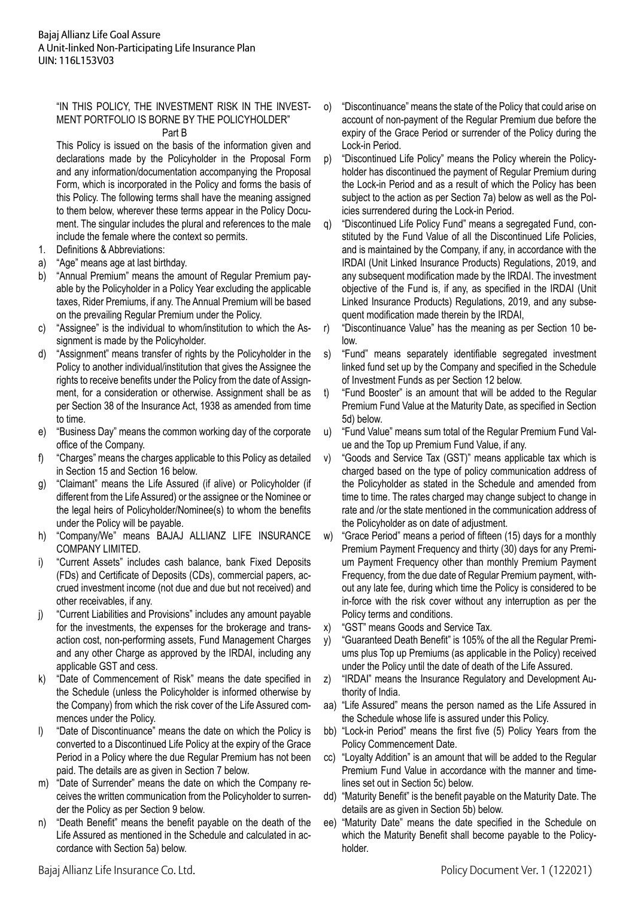"IN THIS POLICY, THE INVESTMENT RISK IN THE INVESTMENT PORTFOLIO IS BORNE BY THE POLICYHOLDER"

Part B

This Policy is issued on the basis of the information given and declarations made by the Policyholder in the Proposal Form and any information/documentation accompanying the Proposal Form, which is incorporated in the Policy and forms the basis of this Policy. The following terms shall have the meaning assigned to them below, wherever these terms appear in the Policy Document. The singular includes the plural and references to the male include the female where the context so permits.

1. Definitions & Abbreviations:

a) "Age" means age at last birthday.
b) "Annual Premium" means the amount of Regular Premium payable by the Policyholder in a Policy Year excluding the applicable taxes, Rider Premiums, if any. The Annual Premium will be based on the prevailing Regular Premium under the Policy.
c) "Assignee" is the individual to whom/institution to which the Assignment is made by the Policyholder.
d) "Assignment" means transfer of rights by the Policyholder in the Policy to another individual/institution that gives the Assignee the rights to receive benefits under the Policy from the date of Assignment, for a consideration or otherwise. Assignment shall be as per Section 38 of the Insurance Act, 1938 as amended from time to time.
e) "Business Day" means the common working day of the corporate office of the Company.
f) "Charges" means the charges applicable to this Policy as detailed in Section 15 and Section 16 below.
g) "Claimant" means the Life Assured (if alive) or Policyholder (if different from the Life Assured) or the assignee or the Nominee or the legal heirs of Policyholder/Nominee(s) to whom the benefits under the Policy will be payable.
h) "Company/We" means BAJAJ ALLIANZ LIFE INSURANCE COMPANY LIMITED.
i) "Current Assets" includes cash balance, bank Fixed Deposits (FDs) and Certificate of Deposits (CDs), commercial papers, accrued investment income (not due and due but not received) and other receivables, if any.
j) "Current Liabilities and Provisions" includes any amount payable for the investments, the expenses for the brokerage and transaction cost, non-performing assets, Fund Management Charges and any other Charge as approved by the IRDAI, including any applicable GST and cess.
k) "Date of Commencement of Risk" means the date specified in the Schedule (unless the Policyholder is informed otherwise by the Company) from which the risk cover of the Life Assured commences under the Policy.
l) "Date of Discontinuance" means the date on which the Policy is converted to a Discontinued Life Policy at the expiry of the Grace Period in a Policy where the due Regular Premium has not been paid. The details are as given in Section 7 below.
m) "Date of Surrender" means the date on which the Company receives the written communication from the Policyholder to surrender the Policy as per Section 9 below.
n) "Death Benefit" means the benefit payable on the death of the Life Assured as mentioned in the Schedule and calculated in accordance with Section 5a) below.
o) "Discontinuance" means the state of the Policy that could arise on account of non-payment of the Regular Premium due before the expiry of the Grace Period or surrender of the Policy during the Lock-in Period.
p) "Discontinued Life Policy" means the Policy wherein the Policyholder has discontinued the payment of Regular Premium during the Lock-in Period and as a result of which the Policy has been subject to the action as per Section 7a) below as well as the Policies surrendered during the Lock-in Period.
q) "Discontinued Life Policy Fund" means a segregated Fund, constituted by the Fund Value of all the Discontinued Life Policies, and is maintained by the Company, if any, in accordance with the IRDAI (Unit Linked Insurance Products) Regulations, 2019, and any subsequent modification made by the IRDAI. The investment objective of the Fund is, if any, as specified in the IRDAI (Unit Linked Insurance Products) Regulations, 2019, and any subsequent modification made therein by the IRDAI,
r) "Discontinuance Value" has the meaning as per Section 10 below.
s) "Fund" means separately identifiable segregated investment linked fund set up by the Company and specified in the Schedule of Investment Funds as per Section 12 below.
t) "Fund Booster" is an amount that will be added to the Regular Premium Fund Value at the Maturity Date, as specified in Section 5d) below.
u) "Fund Value" means sum total of the Regular Premium Fund Value and the Top up Premium Fund Value, if any.
v) "Goods and Service Tax (GST)" means applicable tax which is charged based on the type of policy communication address of the Policyholder as stated in the Schedule and amended from time to time. The rates charged may change subject to change in rate and /or the state mentioned in the communication address of the Policyholder as on date of adjustment.
w) "Grace Period" means a period of fifteen (15) days for a monthly Premium Payment Frequency and thirty (30) days for any Premium Payment Frequency other than monthly Premium Payment Frequency, from the due date of Regular Premium payment, without any late fee, during which time the Policy is considered to be in-force with the risk cover without any interruption as per the Policy terms and conditions.
x) "GST" means Goods and Service Tax.
y) "Guaranteed Death Benefit" is 105% of the all the Regular Premiums plus Top up Premiums (as applicable in the Policy) received under the Policy until the date of death of the Life Assured.
z) "IRDAI" means the Insurance Regulatory and Development Authority of India.
aa) "Life Assured" means the person named as the Life Assured in the Schedule whose life is assured under this Policy.
bb) "Lock-in Period" means the first five (5) Policy Years from the Policy Commencement Date.
cc) "Loyalty Addition" is an amount that will be added to the Regular Premium Fund Value in accordance with the manner and timelines set out in Section 5c) below.
dd) "Maturity Benefit" is the benefit payable on the Maturity Date. The details are as given in Section 5b) below.
ee) "Maturity Date" means the date specified in the Schedule on which the Maturity Benefit shall become payable to the Policyholder.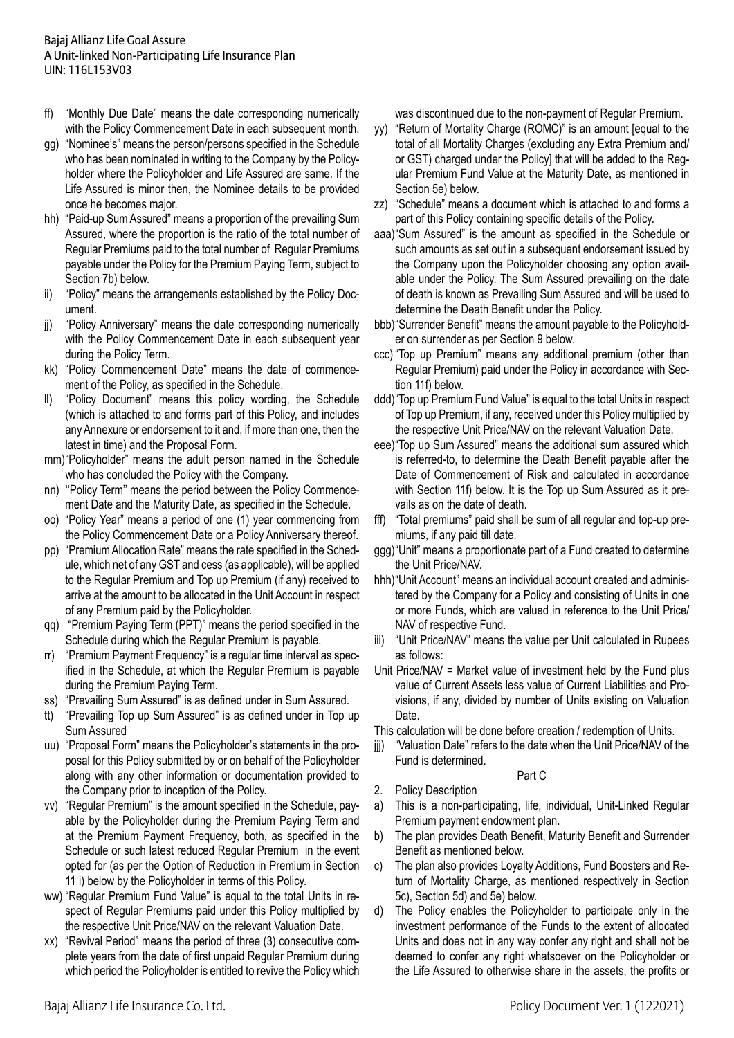ff) "Monthly Due Date" means the date corresponding numerically with the Policy Commencement Date in each subsequent month.

gg) "Nominee's" means the person/persons specified in the Schedule who has been nominated in writing to the Company by the Policyholder where the Policyholder and Life Assured are same. If the Life Assured is minor then, the Nominee details to be provided once he becomes major.

hh) "Paid-up Sum Assured" means a proportion of the prevailing Sum Assured, where the proportion is the ratio of the total number of Regular Premiums paid to the total number of Regular Premiums payable under the Policy for the Premium Paying Term, subject to Section 7b) below.

ii) "Policy" means the arrangements established by the Policy Document.

jj) "Policy Anniversary" means the date corresponding numerically with the Policy Commencement Date in each subsequent year during the Policy Term.

kk) "Policy Commencement Date" means the date of commencement of the Policy, as specified in the Schedule.

ll) "Policy Document" means this policy wording, the Schedule (which is attached to and forms part of this Policy, and includes any Annexure or endorsement to it and, if more than one, then the latest in time) and the Proposal Form.

mm) "Policyholder" means the adult person named in the Schedule who has concluded the Policy with the Company.

nn) "Policy Term" means the period between the Policy Commencement Date and the Maturity Date, as specified in the Schedule.

oo) "Policy Year" means a period of one (1) year commencing from the Policy Commencement Date or a Policy Anniversary thereof.

pp) "Premium Allocation Rate" means the rate specified in the Schedule, which net of any GST and cess (as applicable), will be applied to the Regular Premium and Top up Premium (if any) received to arrive at the amount to be allocated in the Unit Account in respect of any Premium paid by the Policyholder.

qq) "Premium Paying Term (PPT)" means the period specified in the Schedule during which the Regular Premium is payable.

rr) "Premium Payment Frequency" is a regular time interval as specified in the Schedule, at which the Regular Premium is payable during the Premium Paying Term.

ss) "Prevailing Sum Assured" is as defined under in Sum Assured.

tt) "Prevailing Top up Sum Assured" is as defined under in Top up Sum Assured

uu) "Proposal Form" means the Policyholder's statements in the proposal for this Policy submitted by or on behalf of the Policyholder along with any other information or documentation provided to the Company prior to inception of the Policy.

vv) "Regular Premium" is the amount specified in the Schedule, payable by the Policyholder during the Premium Paying Term and at the Premium Payment Frequency, both, as specified in the Schedule or such latest reduced Regular Premium in the event opted for (as per the Option of Reduction in Premium in Section 11 i) below by the Policyholder in terms of this Policy.

ww) "Regular Premium Fund Value" is equal to the total Units in respect of Regular Premiums paid under this Policy multiplied by the respective Unit Price/NAV on the relevant Valuation Date.

xx) "Revival Period" means the period of three (3) consecutive complete years from the date of first unpaid Regular Premium during which period the Policyholder is entitled to revive the Policy which was discontinued due to the non-payment of Regular Premium.

yy) "Return of Mortality Charge (ROMC)" is an amount [equal to the total of all Mortality Charges (excluding any Extra Premium and/or GST) charged under the Policy] that will be added to the Regular Premium Fund Value at the Maturity Date, as mentioned in Section 5e) below.

zz) "Schedule" means a document which is attached to and forms a part of this Policy containing specific details of the Policy.

aaa) "Sum Assured" is the amount as specified in the Schedule or such amounts as set out in a subsequent endorsement issued by the Company upon the Policyholder choosing any option available under the Policy. The Sum Assured prevailing on the date of death is known as Prevailing Sum Assured and will be used to determine the Death Benefit under the Policy.

bbb) "Surrender Benefit" means the amount payable to the Policyholder on surrender as per Section 9 below.

ccc) "Top up Premium" means any additional premium (other than Regular Premium) paid under the Policy in accordance with Section 11f) below.

ddd) "Top up Premium Fund Value" is equal to the total Units in respect of Top up Premium, if any, received under this Policy multiplied by the respective Unit Price/NAV on the relevant Valuation Date.

eee) "Top up Sum Assured" means the additional sum assured which is referred-to, to determine the Death Benefit payable after the Date of Commencement of Risk and calculated in accordance with Section 11f) below. It is the Top up Sum Assured as it prevails as on the date of death.

fff) "Total premiums" paid shall be sum of all regular and top-up premiums, if any paid till date.

ggg) "Unit" means a proportionate part of a Fund created to determine the Unit Price/NAV.

hhh) "Unit Account" means an individual account created and administered by the Company for a Policy and consisting of Units in one or more Funds, which are valued in reference to the Unit Price/NAV of respective Fund.

iii) "Unit Price/NAV" means the value per Unit calculated in Rupees as follows:

Unit Price/NAV = Market value of investment held by the Fund plus value of Current Assets less value of Current Liabilities and Provisions, if any, divided by number of Units existing on Valuation Date.

This calculation will be done before creation / redemption of Units.

jjj) "Valuation Date" refers to the date when the Unit Price/NAV of the Fund is determined.

## Part C

2. Policy Description

a) This is a non-participating, life, individual, Unit-Linked Regular Premium payment endowment plan.

b) The plan provides Death Benefit, Maturity Benefit and Surrender Benefit as mentioned below.

c) The plan also provides Loyalty Additions, Fund Boosters and Return of Mortality Charge, as mentioned respectively in Section 5c), Section 5d) and 5e) below.

d) The Policy enables the Policyholder to participate only in the investment performance of the Funds to the extent of allocated Units and does not in any way confer any right and shall not be deemed to confer any right whatsoever on the Policyholder or the Life Assured to otherwise share in the assets, the profits or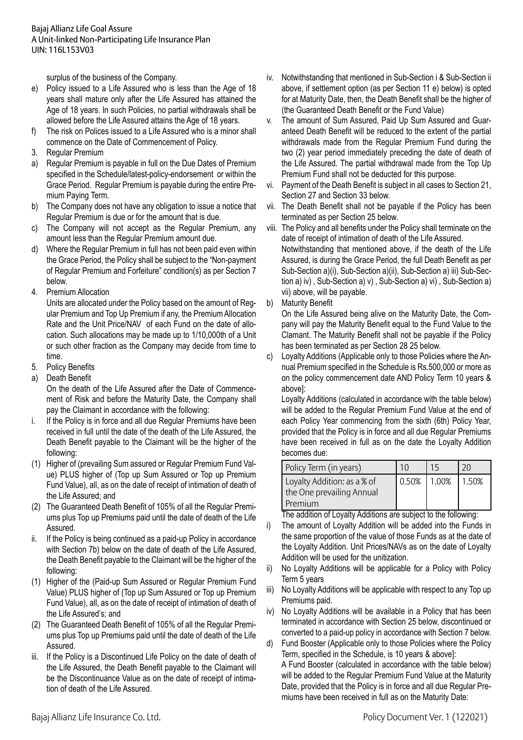surplus of the business of the Company.

e) Policy issued to a Life Assured who is less than the Age of 18 years shall mature only after the Life Assured has attained the Age of 18 years. In such Policies, no partial withdrawals shall be allowed before the Life Assured attains the Age of 18 years.

f) The risk on Polices issued to a Life Assured who is a minor shall commence on the Date of Commencement of Policy.

3. Regular Premium

a) Regular Premium is payable in full on the Due Dates of Premium specified in the Schedule/latest-policy-endorsement or within the Grace Period. Regular Premium is payable during the entire Premium Paying Term.

b) The Company does not have any obligation to issue a notice that Regular Premium is due or for the amount that is due.

c) The Company will not accept as the Regular Premium, any amount less than the Regular Premium amount due.

d) Where the Regular Premium in full has not been paid even within the Grace Period, the Policy shall be subject to the "Non-payment of Regular Premium and Forfeiture" condition(s) as per Section 7 below.

4. Premium Allocation

Units are allocated under the Policy based on the amount of Regular Premium and Top Up Premium if any, the Premium Allocation Rate and the Unit Price/NAV of each Fund on the date of allocation. Such allocations may be made up to 1/10,000th of a Unit or such other fraction as the Company may decide from time to time.

5. Policy Benefits

a) Death Benefit

On the death of the Life Assured after the Date of Commencement of Risk and before the Maturity Date, the Company shall pay the Claimant in accordance with the following:

i. If the Policy is in force and all due Regular Premiums have been received in full until the date of the death of the Life Assured, the Death Benefit payable to the Claimant will be the higher of the following:

(1) Higher of (prevailing Sum assured or Regular Premium Fund Value) PLUS higher of (Top up Sum Assured or Top up Premium Fund Value), all, as on the date of receipt of intimation of death of the Life Assured; and

(2) The Guaranteed Death Benefit of 105% of all the Regular Premiums plus Top up Premiums paid until the date of death of the Life Assured.

ii. If the Policy is being continued as a paid-up Policy in accordance with Section 7b) below on the date of death of the Life Assured, the Death Benefit payable to the Claimant will be the higher of the following:

(1) Higher of the (Paid-up Sum Assured or Regular Premium Fund Value) PLUS higher of (Top up Sum Assured or Top up Premium Fund Value), all, as on the date of receipt of intimation of death of the Life Assured's; and

(2) The Guaranteed Death Benefit of 105% of all the Regular Premiums plus Top up Premiums paid until the date of death of the Life Assured.

iii. If the Policy is a Discontinued Life Policy on the date of death of the Life Assured, the Death Benefit payable to the Claimant will be the Discontinuance Value as on the date of receipt of intimation of death of the Life Assured.

iv. Notwithstanding that mentioned in Sub-Section i & Sub-Section ii above, if settlement option (as per Section 11 e) below) is opted for at Maturity Date, then, the Death Benefit shall be the higher of (the Guaranteed Death Benefit or the Fund Value)

v. The amount of Sum Assured, Paid Up Sum Assured and Guaranteed Death Benefit will be reduced to the extent of the partial withdrawals made from the Regular Premium Fund during the two (2) year period immediately preceding the date of death of the Life Assured. The partial withdrawal made from the Top Up Premium Fund shall not be deducted for this purpose.

vi. Payment of the Death Benefit is subject in all cases to Section 21, Section 27 and Section 33 below.

vii. The Death Benefit shall not be payable if the Policy has been terminated as per Section 25 below.

viii. The Policy and all benefits under the Policy shall terminate on the date of receipt of intimation of death of the Life Assured.
Notwithstanding that mentioned above, if the death of the Life Assured, is during the Grace Period, the full Death Benefit as per Sub-Section a)(i), Sub-Section a)(ii), Sub-Section a) iii) Sub-Section a) iv) , Sub-Section a) v) , Sub-Section a) vi) , Sub-Section a) vii) above, will be payable.

b) Maturity Benefit

On the Life Assured being alive on the Maturity Date, the Company will pay the Maturity Benefit equal to the Fund Value to the Clamant. The Maturity Benefit shall not be payable if the Policy has been terminated as per Section 28 25 below.

c) Loyalty Additions (Applicable only to those Policies where the Annual Premium specified in the Schedule is Rs.500,000 or more as on the policy commencement date AND Policy Term 10 years & above]:

Loyalty Additions (calculated in accordance with the table below) will be added to the Regular Premium Fund Value at the end of each Policy Year commencing from the sixth (6th) Policy Year, provided that the Policy is in force and all due Regular Premiums have been received in full as on the date the Loyalty Addition becomes due:

| Policy Term (in years) | 10 | 15 | 20 |
|---|---|---|---|
| Loyalty Addition: as a % of the One prevailing Annual Premium | 0.50% | 1.00% | 1.50% |

The addition of Loyalty Additions are subject to the following:

i) The amount of Loyalty Addition will be added into the Funds in the same proportion of the value of those Funds as at the date of the Loyalty Addition. Unit Prices/NAVs as on the date of Loyalty Addition will be used for the unitization.

ii) No Loyalty Additions will be applicable for a Policy with Policy Term 5 years

iii) No Loyalty Additions will be applicable with respect to any Top up Premiums paid.

iv) No Loyalty Additions will be available in a Policy that has been terminated in accordance with Section 25 below, discontinued or converted to a paid-up policy in accordance with Section 7 below.

d) Fund Booster (Applicable only to those Policies where the Policy Term, specified in the Schedule, is 10 years & above]:

A Fund Booster (calculated in accordance with the table below) will be added to the Regular Premium Fund Value at the Maturity Date, provided that the Policy is in force and all due Regular Premiums have been received in full as on the Maturity Date: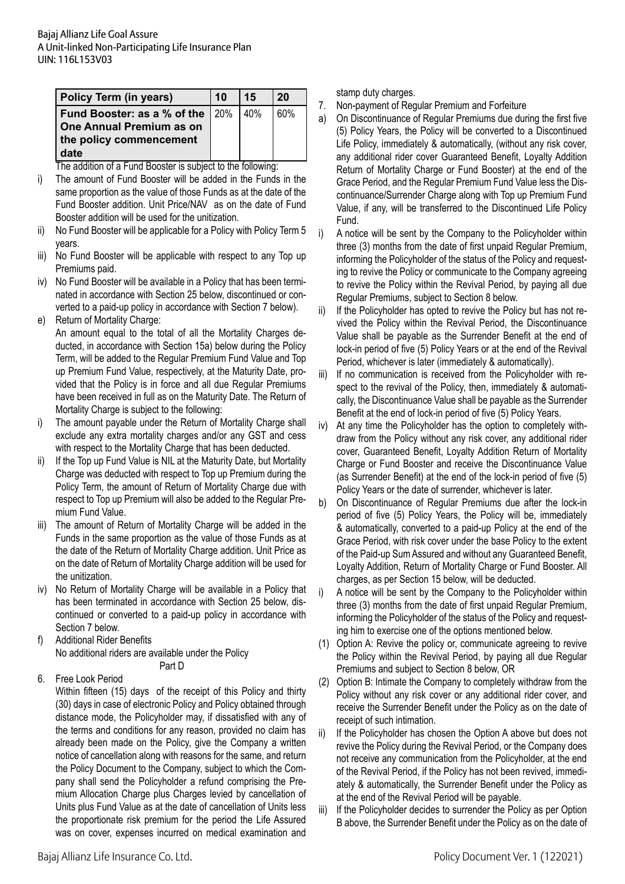| Policy Term (in years) | 10 | 15 | 20 |
|---|---|---|---|
| Fund Booster: as a % of the One Annual Premium as on the policy commencement date | 20% | 40% | 60% |

The addition of a Fund Booster is subject to the following:

i) The amount of Fund Booster will be added in the Funds in the same proportion as the value of those Funds as at the date of the Fund Booster addition. Unit Price/NAV as on the date of Fund Booster addition will be used for the unitization.

ii) No Fund Booster will be applicable for a Policy with Policy Term 5 years.

iii) No Fund Booster will be applicable with respect to any Top up Premiums paid.

iv) No Fund Booster will be available in a Policy that has been terminated in accordance with Section 25 below, discontinued or converted to a paid-up policy in accordance with Section 7 below).

e) Return of Mortality Charge:

An amount equal to the total of all the Mortality Charges deducted, in accordance with Section 15a) below during the Policy Term, will be added to the Regular Premium Fund Value and Top up Premium Fund Value, respectively, at the Maturity Date, provided that the Policy is in force and all due Regular Premiums have been received in full as on the Maturity Date. The Return of Mortality Charge is subject to the following:

i) The amount payable under the Return of Mortality Charge shall exclude any extra mortality charges and/or any GST and cess with respect to the Mortality Charge that has been deducted.

ii) If the Top up Fund Value is NIL at the Maturity Date, but Mortality Charge was deducted with respect to Top up Premium during the Policy Term, the amount of Return of Mortality Charge due with respect to Top up Premium will also be added to the Regular Premium Fund Value.

iii) The amount of Return of Mortality Charge will be added in the Funds in the same proportion as the value of those Funds as at the date of the Return of Mortality Charge addition. Unit Price as on the date of Return of Mortality Charge addition will be used for the unitization.

iv) No Return of Mortality Charge will be available in a Policy that has been terminated in accordance with Section 25 below, discontinued or converted to a paid-up policy in accordance with Section 7 below.

f) Additional Rider Benefits

No additional riders are available under the Policy

Part D

6. Free Look Period

Within fifteen (15) days of the receipt of this Policy and thirty (30) days in case of electronic Policy and Policy obtained through distance mode, the Policyholder may, if dissatisfied with any of the terms and conditions for any reason, provided no claim has already been made on the Policy, give the Company a written notice of cancellation along with reasons for the same, and return the Policy Document to the Company, subject to which the Company shall send the Policyholder a refund comprising the Premium Allocation Charge plus Charges levied by cancellation of Units plus Fund Value as at the date of cancellation of Units less the proportionate risk premium for the period the Life Assured was on cover, expenses incurred on medical examination and stamp duty charges.

7. Non-payment of Regular Premium and Forfeiture

a) On Discontinuance of Regular Premiums due during the first five (5) Policy Years, the Policy will be converted to a Discontinued Life Policy, immediately & automatically, (without any risk cover, any additional rider cover Guaranteed Benefit, Loyalty Addition Return of Mortality Charge or Fund Booster) at the end of the Grace Period, and the Regular Premium Fund Value less the Discontinuance/Surrender Charge along with Top up Premium Fund Value, if any, will be transferred to the Discontinued Life Policy Fund.

i) A notice will be sent by the Company to the Policyholder within three (3) months from the date of first unpaid Regular Premium, informing the Policyholder of the status of the Policy and requesting to revive the Policy or communicate to the Company agreeing to revive the Policy within the Revival Period, by paying all due Regular Premiums, subject to Section 8 below.

ii) If the Policyholder has opted to revive the Policy but has not revived the Policy within the Revival Period, the Discontinuance Value shall be payable as the Surrender Benefit at the end of lock-in period of five (5) Policy Years or at the end of the Revival Period, whichever is later (immediately & automatically).

iii) If no communication is received from the Policyholder with respect to the revival of the Policy, then, immediately & automatically, the Discontinuance Value shall be payable as the Surrender Benefit at the end of lock-in period of five (5) Policy Years.

iv) At any time the Policyholder has the option to completely withdraw from the Policy without any risk cover, any additional rider cover, Guaranteed Benefit, Loyalty Addition Return of Mortality Charge or Fund Booster and receive the Discontinuance Value (as Surrender Benefit) at the end of the lock-in period of five (5) Policy Years or the date of surrender, whichever is later.

b) On Discontinuance of Regular Premiums due after the lock-in period of five (5) Policy Years, the Policy will be, immediately & automatically, converted to a paid-up Policy at the end of the Grace Period, with risk cover under the base Policy to the extent of the Paid-up Sum Assured and without any Guaranteed Benefit, Loyalty Addition, Return of Mortality Charge or Fund Booster. All charges, as per Section 15 below, will be deducted.

i) A notice will be sent by the Company to the Policyholder within three (3) months from the date of first unpaid Regular Premium, informing the Policyholder of the status of the Policy and requesting him to exercise one of the options mentioned below.

(1) Option A: Revive the policy or, communicate agreeing to revive the Policy within the Revival Period, by paying all due Regular Premiums and subject to Section 8 below, OR

(2) Option B: Intimate the Company to completely withdraw from the Policy without any risk cover or any additional rider cover, and receive the Surrender Benefit under the Policy as on the date of receipt of such intimation.

ii) If the Policyholder has chosen the Option A above but does not revive the Policy during the Revival Period, or the Company does not receive any communication from the Policyholder, at the end of the Revival Period, if the Policy has not been revived, immediately & automatically, the Surrender Benefit under the Policy as at the end of the Revival Period will be payable.

iii) If the Policyholder decides to surrender the Policy as per Option B above, the Surrender Benefit under the Policy as on the date of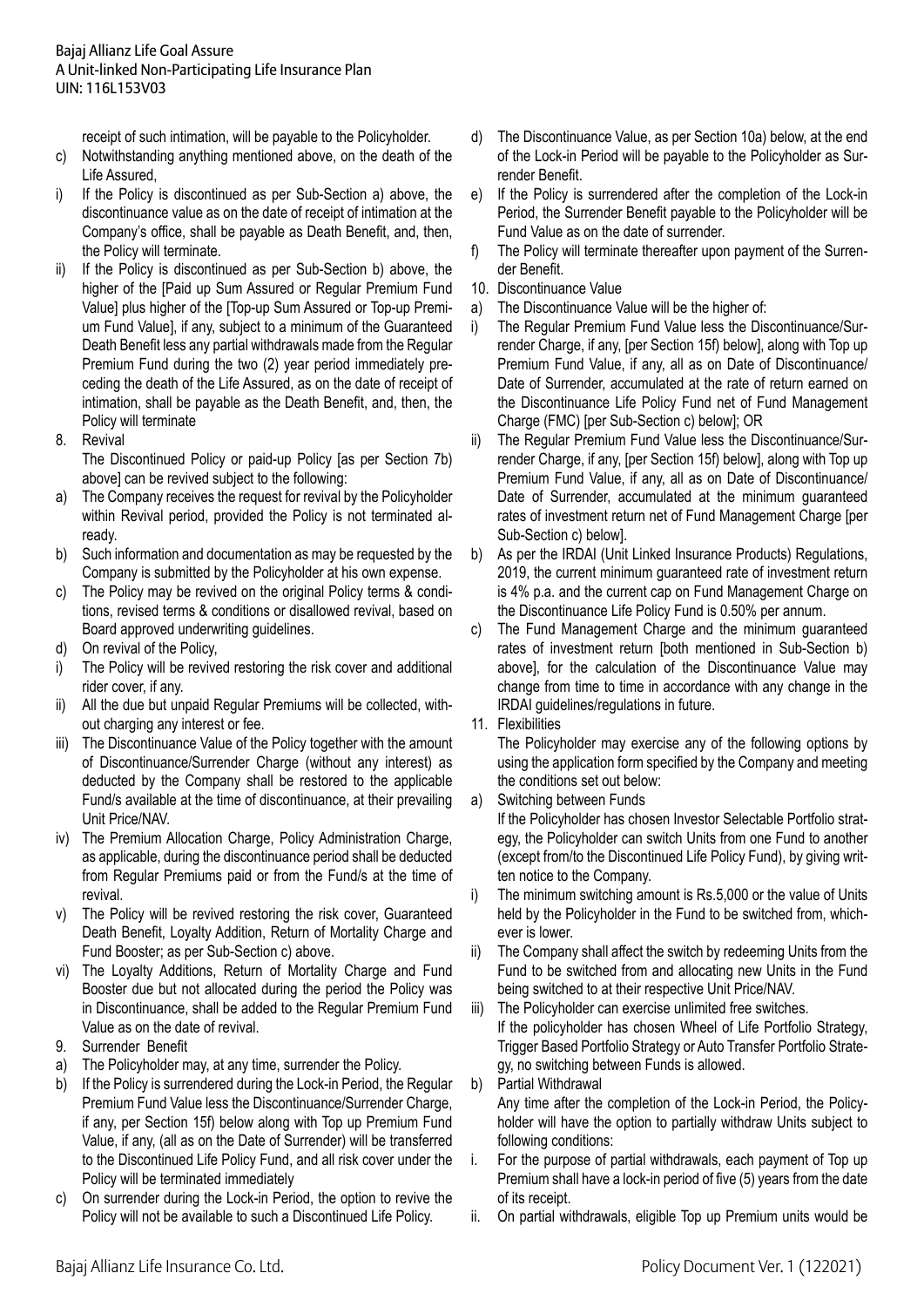receipt of such intimation, will be payable to the Policyholder.

c) Notwithstanding anything mentioned above, on the death of the Life Assured,

i) If the Policy is discontinued as per Sub-Section a) above, the discontinuance value as on the date of receipt of intimation at the Company's office, shall be payable as Death Benefit, and, then, the Policy will terminate.

ii) If the Policy is discontinued as per Sub-Section b) above, the higher of the [Paid up Sum Assured or Regular Premium Fund Value] plus higher of the [Top-up Sum Assured or Top-up Premium Fund Value], if any, subject to a minimum of the Guaranteed Death Benefit less any partial withdrawals made from the Regular Premium Fund during the two (2) year period immediately preceding the death of the Life Assured, as on the date of receipt of intimation, shall be payable as the Death Benefit, and, then, the Policy will terminate

8. Revival

The Discontinued Policy or paid-up Policy [as per Section 7b) above] can be revived subject to the following:

a) The Company receives the request for revival by the Policyholder within Revival period, provided the Policy is not terminated already.

b) Such information and documentation as may be requested by the Company is submitted by the Policyholder at his own expense.

c) The Policy may be revived on the original Policy terms & conditions, revised terms & conditions or disallowed revival, based on Board approved underwriting guidelines.

d) On revival of the Policy,

i) The Policy will be revived restoring the risk cover and additional rider cover, if any.

ii) All the due but unpaid Regular Premiums will be collected, without charging any interest or fee.

iii) The Discontinuance Value of the Policy together with the amount of Discontinuance/Surrender Charge (without any interest) as deducted by the Company shall be restored to the applicable Fund/s available at the time of discontinuance, at their prevailing Unit Price/NAV.

iv) The Premium Allocation Charge, Policy Administration Charge, as applicable, during the discontinuance period shall be deducted from Regular Premiums paid or from the Fund/s at the time of revival.

v) The Policy will be revived restoring the risk cover, Guaranteed Death Benefit, Loyalty Addition, Return of Mortality Charge and Fund Booster; as per Sub-Section c) above.

vi) The Loyalty Additions, Return of Mortality Charge and Fund Booster due but not allocated during the period the Policy was in Discontinuance, shall be added to the Regular Premium Fund Value as on the date of revival.

9. Surrender Benefit

a) The Policyholder may, at any time, surrender the Policy.

b) If the Policy is surrendered during the Lock-in Period, the Regular Premium Fund Value less the Discontinuance/Surrender Charge, if any, per Section 15f) below along with Top up Premium Fund Value, if any, (all as on the Date of Surrender) will be transferred to the Discontinued Life Policy Fund, and all risk cover under the Policy will be terminated immediately

c) On surrender during the Lock-in Period, the option to revive the Policy will not be available to such a Discontinued Life Policy.

d) The Discontinuance Value, as per Section 10a) below, at the end of the Lock-in Period will be payable to the Policyholder as Surrender Benefit.

e) If the Policy is surrendered after the completion of the Lock-in Period, the Surrender Benefit payable to the Policyholder will be Fund Value as on the date of surrender.

f) The Policy will terminate thereafter upon payment of the Surrender Benefit.

10. Discontinuance Value

a) The Discontinuance Value will be the higher of:

i) The Regular Premium Fund Value less the Discontinuance/Surrender Charge, if any, [per Section 15f) below], along with Top up Premium Fund Value, if any, all as on Date of Discontinuance/ Date of Surrender, accumulated at the rate of return earned on the Discontinuance Life Policy Fund net of Fund Management Charge (FMC) [per Sub-Section c) below]; OR

ii) The Regular Premium Fund Value less the Discontinuance/Surrender Charge, if any, [per Section 15f) below], along with Top up Premium Fund Value, if any, all as on Date of Discontinuance/ Date of Surrender, accumulated at the minimum guaranteed rates of investment return net of Fund Management Charge [per Sub-Section c) below].

b) As per the IRDAI (Unit Linked Insurance Products) Regulations, 2019, the current minimum guaranteed rate of investment return is 4% p.a. and the current cap on Fund Management Charge on the Discontinuance Life Policy Fund is 0.50% per annum.

c) The Fund Management Charge and the minimum guaranteed rates of investment return [both mentioned in Sub-Section b) above], for the calculation of the Discontinuance Value may change from time to time in accordance with any change in the IRDAI guidelines/regulations in future.

11. Flexibilities

The Policyholder may exercise any of the following options by using the application form specified by the Company and meeting the conditions set out below:

a) Switching between Funds

If the Policyholder has chosen Investor Selectable Portfolio strategy, the Policyholder can switch Units from one Fund to another (except from/to the Discontinued Life Policy Fund), by giving written notice to the Company.

i) The minimum switching amount is Rs.5,000 or the value of Units held by the Policyholder in the Fund to be switched from, whichever is lower.

ii) The Company shall affect the switch by redeeming Units from the Fund to be switched from and allocating new Units in the Fund being switched to at their respective Unit Price/NAV.

iii) The Policyholder can exercise unlimited free switches.

If the policyholder has chosen Wheel of Life Portfolio Strategy, Trigger Based Portfolio Strategy or Auto Transfer Portfolio Strategy, no switching between Funds is allowed.

b) Partial Withdrawal

Any time after the completion of the Lock-in Period, the Policyholder will have the option to partially withdraw Units subject to following conditions:

i. For the purpose of partial withdrawals, each payment of Top up Premium shall have a lock-in period of five (5) years from the date of its receipt.

ii. On partial withdrawals, eligible Top up Premium units would be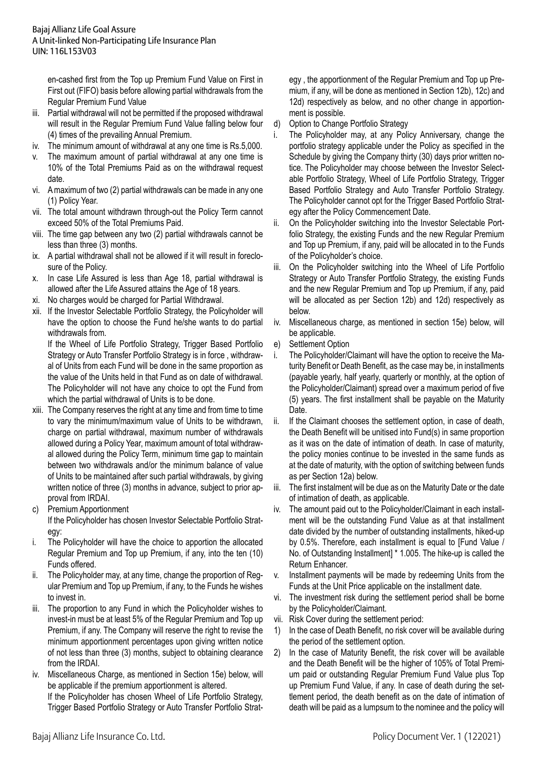en-cashed first from the Top up Premium Fund Value on First in First out (FIFO) basis before allowing partial withdrawals from the Regular Premium Fund Value

iii. Partial withdrawal will not be permitted if the proposed withdrawal will result in the Regular Premium Fund Value falling below four (4) times of the prevailing Annual Premium.

iv. The minimum amount of withdrawal at any one time is Rs.5,000.

v. The maximum amount of partial withdrawal at any one time is 10% of the Total Premiums Paid as on the withdrawal request date.

vi. A maximum of two (2) partial withdrawals can be made in any one (1) Policy Year.

vii. The total amount withdrawn through-out the Policy Term cannot exceed 50% of the Total Premiums Paid.

viii. The time gap between any two (2) partial withdrawals cannot be less than three (3) months.

ix. A partial withdrawal shall not be allowed if it will result in foreclosure of the Policy.

x. In case Life Assured is less than Age 18, partial withdrawal is allowed after the Life Assured attains the Age of 18 years.

xi. No charges would be charged for Partial Withdrawal.

xii. If the Investor Selectable Portfolio Strategy, the Policyholder will have the option to choose the Fund he/she wants to do partial withdrawals from.

If the Wheel of Life Portfolio Strategy, Trigger Based Portfolio Strategy or Auto Transfer Portfolio Strategy is in force , withdrawal of Units from each Fund will be done in the same proportion as the value of the Units held in that Fund as on date of withdrawal. The Policyholder will not have any choice to opt the Fund from which the partial withdrawal of Units is to be done.

xiii. The Company reserves the right at any time and from time to time to vary the minimum/maximum value of Units to be withdrawn, charge on partial withdrawal, maximum number of withdrawals allowed during a Policy Year, maximum amount of total withdrawal allowed during the Policy Term, minimum time gap to maintain between two withdrawals and/or the minimum balance of value of Units to be maintained after such partial withdrawals, by giving written notice of three (3) months in advance, subject to prior approval from IRDAI.

c) Premium Apportionment

If the Policyholder has chosen Investor Selectable Portfolio Strategy:

i. The Policyholder will have the choice to apportion the allocated Regular Premium and Top up Premium, if any, into the ten (10) Funds offered.

ii. The Policyholder may, at any time, change the proportion of Regular Premium and Top up Premium, if any, to the Funds he wishes to invest in.

iii. The proportion to any Fund in which the Policyholder wishes to invest-in must be at least 5% of the Regular Premium and Top up Premium, if any. The Company will reserve the right to revise the minimum apportionment percentages upon giving written notice of not less than three (3) months, subject to obtaining clearance from the IRDAI.

iv. Miscellaneous Charge, as mentioned in Section 15e) below, will be applicable if the premium apportionment is altered.

If the Policyholder has chosen Wheel of Life Portfolio Strategy, Trigger Based Portfolio Strategy or Auto Transfer Portfolio Strategy , the apportionment of the Regular Premium and Top up Premium, if any, will be done as mentioned in Section 12b), 12c) and 12d) respectively as below, and no other change in apportionment is possible.

d) Option to Change Portfolio Strategy

i. The Policyholder may, at any Policy Anniversary, change the portfolio strategy applicable under the Policy as specified in the Schedule by giving the Company thirty (30) days prior written notice. The Policyholder may choose between the Investor Selectable Portfolio Strategy, Wheel of Life Portfolio Strategy, Trigger Based Portfolio Strategy and Auto Transfer Portfolio Strategy. The Policyholder cannot opt for the Trigger Based Portfolio Strategy after the Policy Commencement Date.

ii. On the Policyholder switching into the Investor Selectable Portfolio Strategy, the existing Funds and the new Regular Premium and Top up Premium, if any, paid will be allocated in to the Funds of the Policyholder's choice.

iii. On the Policyholder switching into the Wheel of Life Portfolio Strategy or Auto Transfer Portfolio Strategy, the existing Funds and the new Regular Premium and Top up Premium, if any, paid will be allocated as per Section 12b) and 12d) respectively as below.

iv. Miscellaneous charge, as mentioned in section 15e) below, will be applicable.

e) Settlement Option

i. The Policyholder/Claimant will have the option to receive the Maturity Benefit or Death Benefit, as the case may be, in installments (payable yearly, half yearly, quarterly or monthly, at the option of the Policyholder/Claimant) spread over a maximum period of five (5) years. The first installment shall be payable on the Maturity Date.

ii. If the Claimant chooses the settlement option, in case of death, the Death Benefit will be unitised into Fund(s) in same proportion as it was on the date of intimation of death. In case of maturity, the policy monies continue to be invested in the same funds as at the date of maturity, with the option of switching between funds as per Section 12a) below.

iii. The first instalment will be due as on the Maturity Date or the date of intimation of death, as applicable.

iv. The amount paid out to the Policyholder/Claimant in each installment will be the outstanding Fund Value as at that installment date divided by the number of outstanding installments, hiked-up by 0.5%. Therefore, each installment is equal to [Fund Value / No. of Outstanding Installment] * 1.005. The hike-up is called the Return Enhancer.

v. Installment payments will be made by redeeming Units from the Funds at the Unit Price applicable on the installment date.

vi. The investment risk during the settlement period shall be borne by the Policyholder/Claimant.

vii. Risk Cover during the settlement period:

1) In the case of Death Benefit, no risk cover will be available during the period of the settlement option.

2) In the case of Maturity Benefit, the risk cover will be available and the Death Benefit will be the higher of 105% of Total Premium paid or outstanding Regular Premium Fund Value plus Top up Premium Fund Value, if any. In case of death during the settlement period, the death benefit as on the date of intimation of death will be paid as a lumpsum to the nominee and the policy will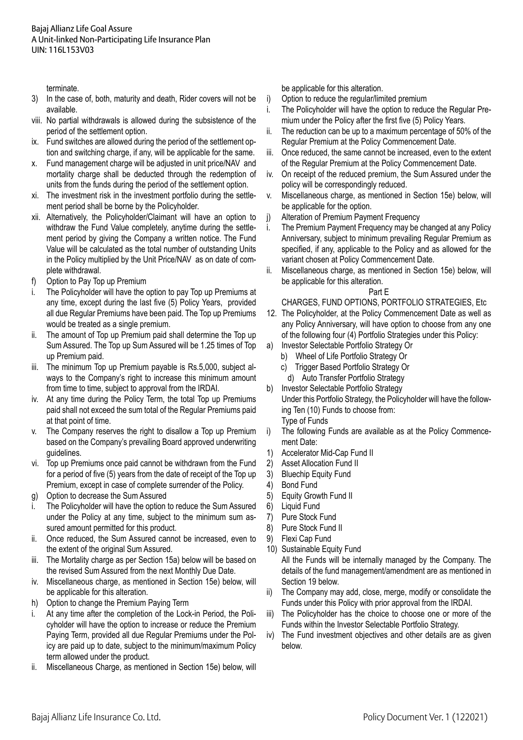terminate.

3) In the case of, both, maturity and death, Rider covers will not be available.

viii. No partial withdrawals is allowed during the subsistence of the period of the settlement option.

ix. Fund switches are allowed during the period of the settlement option and switching charge, if any, will be applicable for the same.

x. Fund management charge will be adjusted in unit price/NAV and mortality charge shall be deducted through the redemption of units from the funds during the period of the settlement option.

xi. The investment risk in the investment portfolio during the settlement period shall be borne by the Policyholder.

xii. Alternatively, the Policyholder/Claimant will have an option to withdraw the Fund Value completely, anytime during the settlement period by giving the Company a written notice. The Fund Value will be calculated as the total number of outstanding Units in the Policy multiplied by the Unit Price/NAV as on date of complete withdrawal.

f) Option to Pay Top up Premium

i. The Policyholder will have the option to pay Top up Premiums at any time, except during the last five (5) Policy Years, provided all due Regular Premiums have been paid. The Top up Premiums would be treated as a single premium.

ii. The amount of Top up Premium paid shall determine the Top up Sum Assured. The Top up Sum Assured will be 1.25 times of Top up Premium paid.

iii. The minimum Top up Premium payable is Rs.5,000, subject always to the Company's right to increase this minimum amount from time to time, subject to approval from the IRDAI.

iv. At any time during the Policy Term, the total Top up Premiums paid shall not exceed the sum total of the Regular Premiums paid at that point of time.

v. The Company reserves the right to disallow a Top up Premium based on the Company's prevailing Board approved underwriting guidelines.

vi. Top up Premiums once paid cannot be withdrawn from the Fund for a period of five (5) years from the date of receipt of the Top up Premium, except in case of complete surrender of the Policy.

g) Option to decrease the Sum Assured

i. The Policyholder will have the option to reduce the Sum Assured under the Policy at any time, subject to the minimum sum assured amount permitted for this product.

ii. Once reduced, the Sum Assured cannot be increased, even to the extent of the original Sum Assured.

iii. The Mortality charge as per Section 15a) below will be based on the revised Sum Assured from the next Monthly Due Date.

iv. Miscellaneous charge, as mentioned in Section 15e) below, will be applicable for this alteration.

h) Option to change the Premium Paying Term

i. At any time after the completion of the Lock-in Period, the Policyholder will have the option to increase or reduce the Premium Paying Term, provided all due Regular Premiums under the Policy are paid up to date, subject to the minimum/maximum Policy term allowed under the product.

ii. Miscellaneous Charge, as mentioned in Section 15e) below, will be applicable for this alteration.

i) Option to reduce the regular/limited premium

i. The Policyholder will have the option to reduce the Regular Premium under the Policy after the first five (5) Policy Years.

ii. The reduction can be up to a maximum percentage of 50% of the Regular Premium at the Policy Commencement Date.

iii. Once reduced, the same cannot be increased, even to the extent of the Regular Premium at the Policy Commencement Date.

iv. On receipt of the reduced premium, the Sum Assured under the policy will be correspondingly reduced.

v. Miscellaneous charge, as mentioned in Section 15e) below, will be applicable for the option.

j) Alteration of Premium Payment Frequency

i. The Premium Payment Frequency may be changed at any Policy Anniversary, subject to minimum prevailing Regular Premium as specified, if any, applicable to the Policy and as allowed for the variant chosen at Policy Commencement Date.

ii. Miscellaneous charge, as mentioned in Section 15e) below, will be applicable for this alteration.

## Part E

## CHARGES, FUND OPTIONS, PORTFOLIO STRATEGIES, Etc

12. The Policyholder, at the Policy Commencement Date as well as any Policy Anniversary, will have option to choose from any one of the following four (4) Portfolio Strategies under this Policy:

a) Investor Selectable Portfolio Strategy Or
   b) Wheel of Life Portfolio Strategy Or
   c) Trigger Based Portfolio Strategy Or
   d) Auto Transfer Portfolio Strategy

b) Investor Selectable Portfolio Strategy

Under this Portfolio Strategy, the Policyholder will have the following Ten (10) Funds to choose from:

Type of Funds

i) The following Funds are available as at the Policy Commencement Date:

1) Accelerator Mid-Cap Fund II
2) Asset Allocation Fund II
3) Bluechip Equity Fund
4) Bond Fund
5) Equity Growth Fund II
6) Liquid Fund
7) Pure Stock Fund
8) Pure Stock Fund II
9) Flexi Cap Fund
10) Sustainable Equity Fund

All the Funds will be internally managed by the Company. The details of the fund management/amendment are as mentioned in Section 19 below.

ii) The Company may add, close, merge, modify or consolidate the Funds under this Policy with prior approval from the IRDAI.

iii) The Policyholder has the choice to choose one or more of the Funds within the Investor Selectable Portfolio Strategy.

iv) The Fund investment objectives and other details are as given below.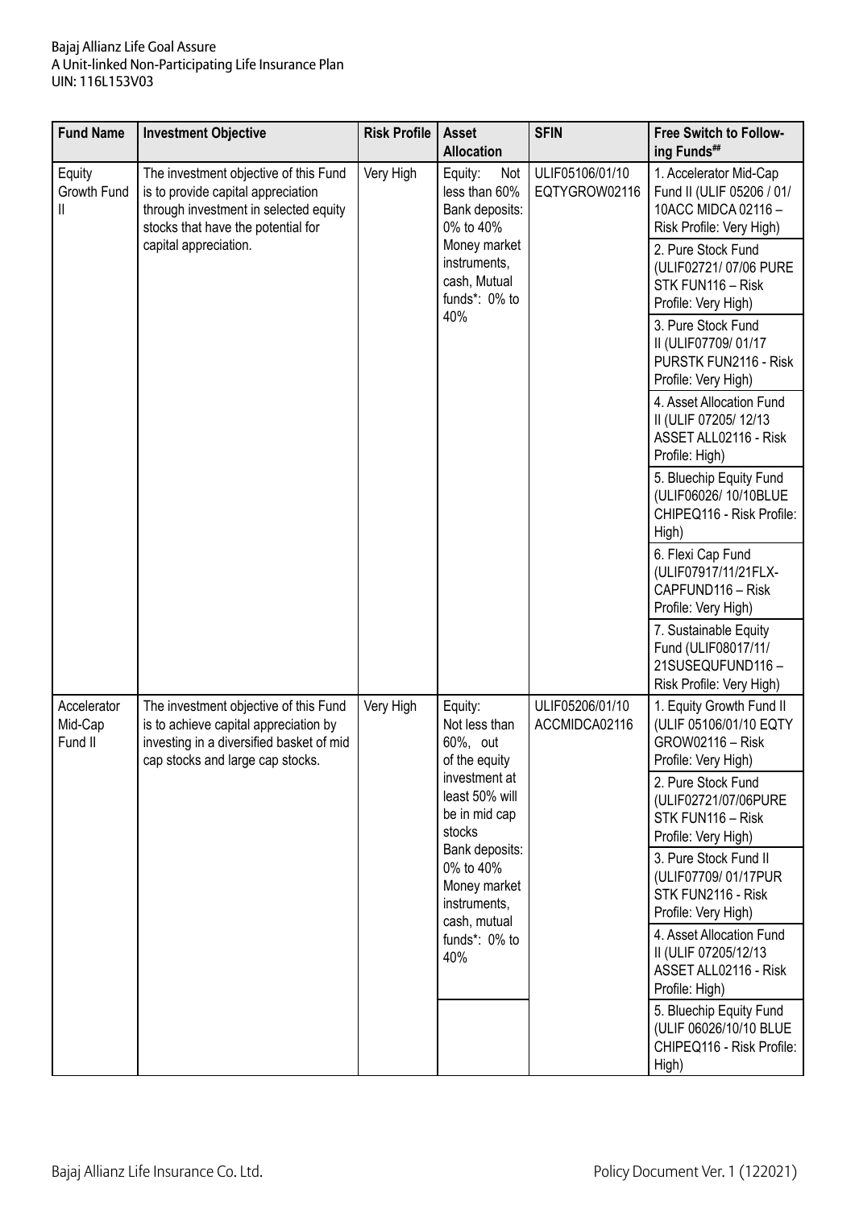| Fund Name | Investment Objective | Risk Profile | Asset Allocation | SFIN | Free Switch to Following Funds[##] |
|---|---|---|---|---|---|
| Equity Growth Fund II | The investment objective of this Fund is to provide capital appreciation through investment in selected equity stocks that have the potential for capital appreciation. | Very High | Equity: Not less than 60% Bank deposits: 0% to 40% Money market instruments, cash, Mutual funds*: 0% to 40% | ULIF05106/01/10 EQTYGROW02116 | 1. Accelerator Mid-Cap Fund II (ULIF 05206 / 01/ 10ACC MIDCA 02116 – Risk Profile: Very High) |
| | | | | | 2. Pure Stock Fund (ULIF02721/ 07/06 PURE STK FUN116 – Risk Profile: Very High) |
| | | | | | 3. Pure Stock Fund II (ULIF07709/ 01/17 PURSTK FUN2116 - Risk Profile: Very High) |
| | | | | | 4. Asset Allocation Fund II (ULIF 07205/ 12/13 ASSET ALL02116 - Risk Profile: High) |
| | | | | | 5. Bluechip Equity Fund (ULIF06026/ 10/10BLUE CHIPEQ116 - Risk Profile: High) |
| | | | | | 6. Flexi Cap Fund (ULIF07917/11/21FLX-CAPFUND116 – Risk Profile: Very High) |
| | | | | | 7. Sustainable Equity Fund (ULIF08017/11/ 21SUSEQUFUND116 – Risk Profile: Very High) |
| Accelerator Mid-Cap Fund II | The investment objective of this Fund is to achieve capital appreciation by investing in a diversified basket of mid cap stocks and large cap stocks. | Very High | Equity: Not less than 60%, out of the equity investment at least 50% will be in mid cap stocks Bank deposits: 0% to 40% Money market instruments, cash, mutual funds*: 0% to 40% | ULIF05206/01/10 ACCMIDCA02116 | 1. Equity Growth Fund II (ULIF 05106/01/10 EQTY GROW02116 – Risk Profile: Very High) |
| | | | | | 2. Pure Stock Fund (ULIF02721/07/06PURE STK FUN116 – Risk Profile: Very High) |
| | | | | | 3. Pure Stock Fund II (ULIF07709/ 01/17PUR STK FUN2116 - Risk Profile: Very High) |
| | | | | | 4. Asset Allocation Fund II (ULIF 07205/12/13 ASSET ALL02116 - Risk Profile: High) |
| | | | | | 5. Bluechip Equity Fund (ULIF 06026/10/10 BLUE CHIPEQ116 - Risk Profile: High) |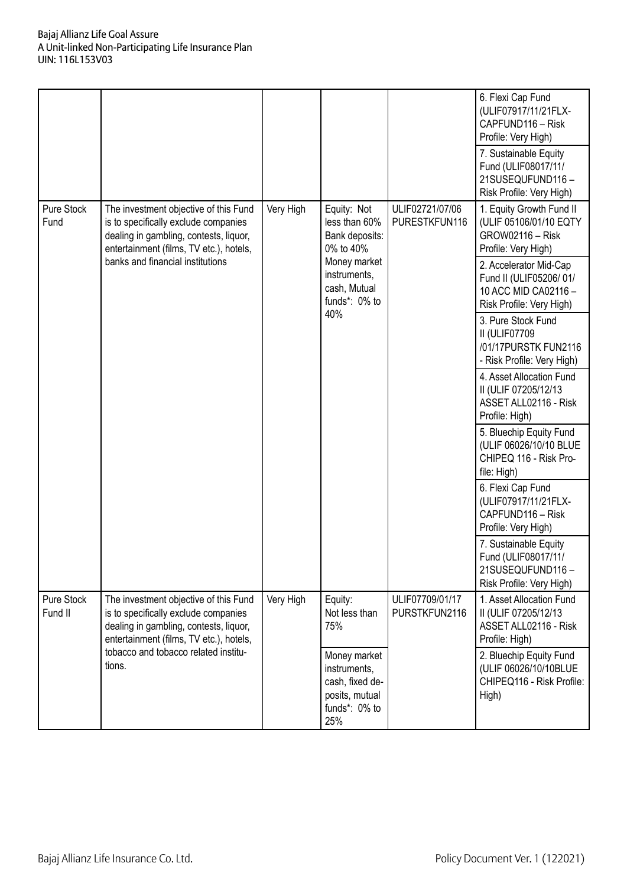| | | | | | 6. Flexi Cap Fund (ULIF07917/11/21FLX-CAPFUND116 – Risk Profile: Very High) |
|---|---|---|---|---|---|
| | | | | | 7. Sustainable Equity Fund (ULIF08017/11/21SUSEQUFUND116 – Risk Profile: Very High) |
| Pure Stock Fund | The investment objective of this Fund is to specifically exclude companies dealing in gambling, contests, liquor, entertainment (films, TV etc.), hotels, banks and financial institutions | Very High | Equity: Not less than 60% Bank deposits: 0% to 40% Money market instruments, cash, Mutual funds*: 0% to 40% | ULIF02721/07/06 PURESTKFUN116 | 1. Equity Growth Fund II (ULIF 05106/01/10 EQTY GROW02116 – Risk Profile: Very High) |
| | | | | | 2. Accelerator Mid-Cap Fund II (ULIF05206/ 01/ 10 ACC MID CA02116 – Risk Profile: Very High) |
| | | | | | 3. Pure Stock Fund II (ULIF07709 /01/17PURSTK FUN2116 - Risk Profile: Very High) |
| | | | | | 4. Asset Allocation Fund II (ULIF 07205/12/13 ASSET ALL02116 - Risk Profile: High) |
| | | | | | 5. Bluechip Equity Fund (ULIF 06026/10/10 BLUE CHIPEQ 116 - Risk Profile: High) |
| | | | | | 6. Flexi Cap Fund (ULIF07917/11/21FLX-CAPFUND116 – Risk Profile: Very High) |
| | | | | | 7. Sustainable Equity Fund (ULIF08017/11/21SUSEQUFUND116 – Risk Profile: Very High) |
| Pure Stock Fund II | The investment objective of this Fund is to specifically exclude companies dealing in gambling, contests, liquor, entertainment (films, TV etc.), hotels, tobacco and tobacco related institutions. | Very High | Equity: Not less than 75% | ULIF07709/01/17 PURSTKFUN2116 | 1. Asset Allocation Fund II (ULIF 07205/12/13 ASSET ALL02116 - Risk Profile: High) |
| | | | Money market instruments, cash, fixed deposits, mutual funds*: 0% to 25% | | 2. Bluechip Equity Fund (ULIF 06026/10/10BLUE CHIPEQ116 - Risk Profile: High) |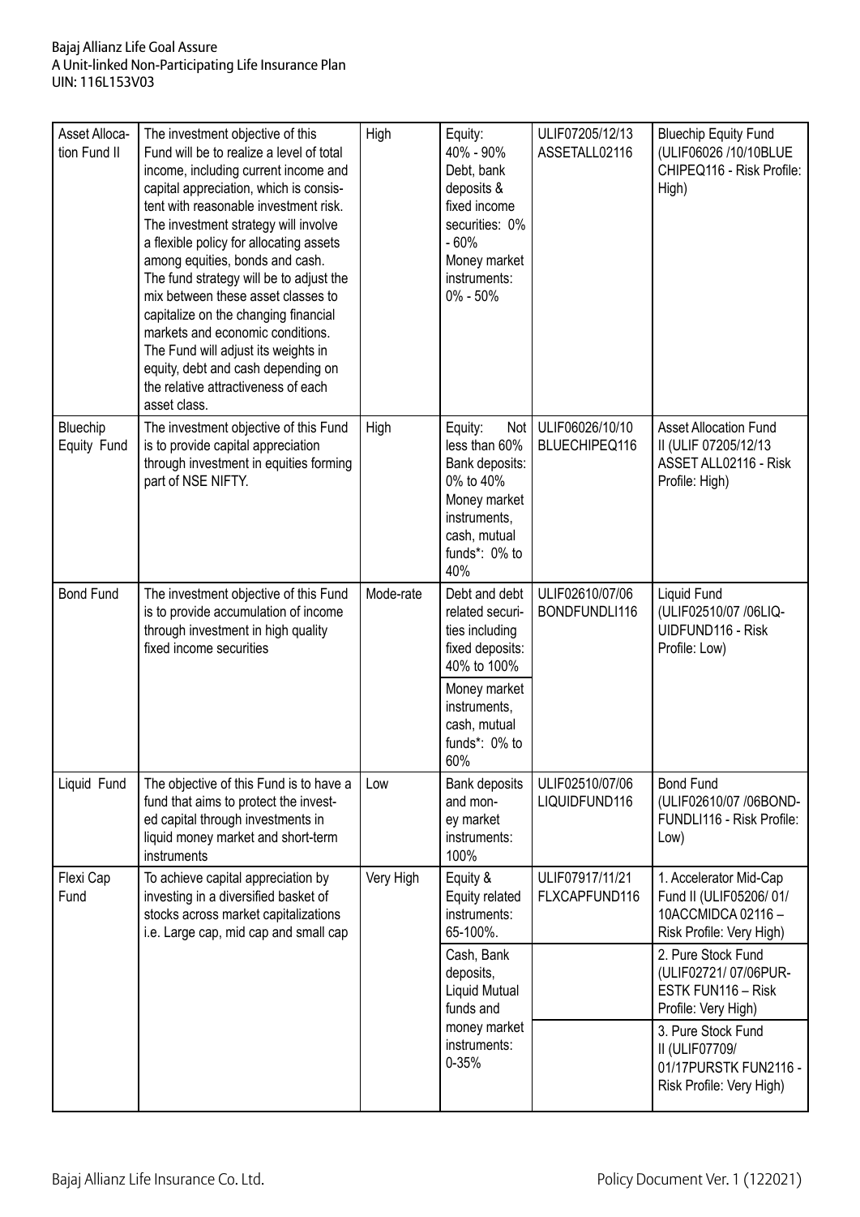| Asset Allocation Fund II | The investment objective of this Fund will be to realize a level of total income, including current income and capital appreciation, which is consistent with reasonable investment risk. The investment strategy will involve a flexible policy for allocating assets among equities, bonds and cash. The fund strategy will be to adjust the mix between these asset classes to capitalize on the changing financial markets and economic conditions. The Fund will adjust its weights in equity, debt and cash depending on the relative attractiveness of each asset class. | High | Equity: 40% - 90% Debt, bank deposits & fixed income securities: 0% - 60% Money market instruments: 0% - 50% | ULIF07205/12/13 ASSETALL02116 | Bluechip Equity Fund (ULIF06026 /10/10BLUE CHIPEQ116 - Risk Profile: High) |
|---|---|---|---|---|---|
| Bluechip Equity Fund | The investment objective of this Fund is to provide capital appreciation through investment in equities forming part of NSE NIFTY. | High | Equity: Not less than 60% Bank deposits: 0% to 40% Money market instruments, cash, mutual funds*: 0% to 40% | ULIF06026/10/10 BLUECHIPEQ116 | Asset Allocation Fund II (ULIF 07205/12/13 ASSET ALL02116 - Risk Profile: High) |
| Bond Fund | The investment objective of this Fund is to provide accumulation of income through investment in high quality fixed income securities | Mode-rate | Debt and debt related securities including fixed deposits: 40% to 100% | ULIF02610/07/06 BONDFUNDLI116 | Liquid Fund (ULIF02510/07 /06LIQ-UIDFUND116 - Risk Profile: Low) |
| | | | Money market instruments, cash, mutual funds*: 0% to 60% | | |
| Liquid Fund | The objective of this Fund is to have a fund that aims to protect the invested capital through investments in liquid money market and short-term instruments | Low | Bank deposits and money market instruments: 100% | ULIF02510/07/06 LIQUIDFUND116 | Bond Fund (ULIF02610/07 /06BOND-FUNDLI116 - Risk Profile: Low) |
| Flexi Cap Fund | To achieve capital appreciation by investing in a diversified basket of stocks across market capitalizations i.e. Large cap, mid cap and small cap | Very High | Equity & Equity related instruments: 65-100%. | ULIF07917/11/21 FLXCAPFUND116 | 1. Accelerator Mid-Cap Fund II (ULIF05206/ 01/ 10ACCMIDCA 02116 – Risk Profile: Very High) |
| | | | Cash, Bank deposits, Liquid Mutual funds and money market instruments: 0-35% | | 2. Pure Stock Fund (ULIF02721/ 07/06PUR-ESTK FUN116 – Risk Profile: Very High) |
| | | | | | 3. Pure Stock Fund II (ULIF07709/ 01/17PURSTK FUN2116 - Risk Profile: Very High) |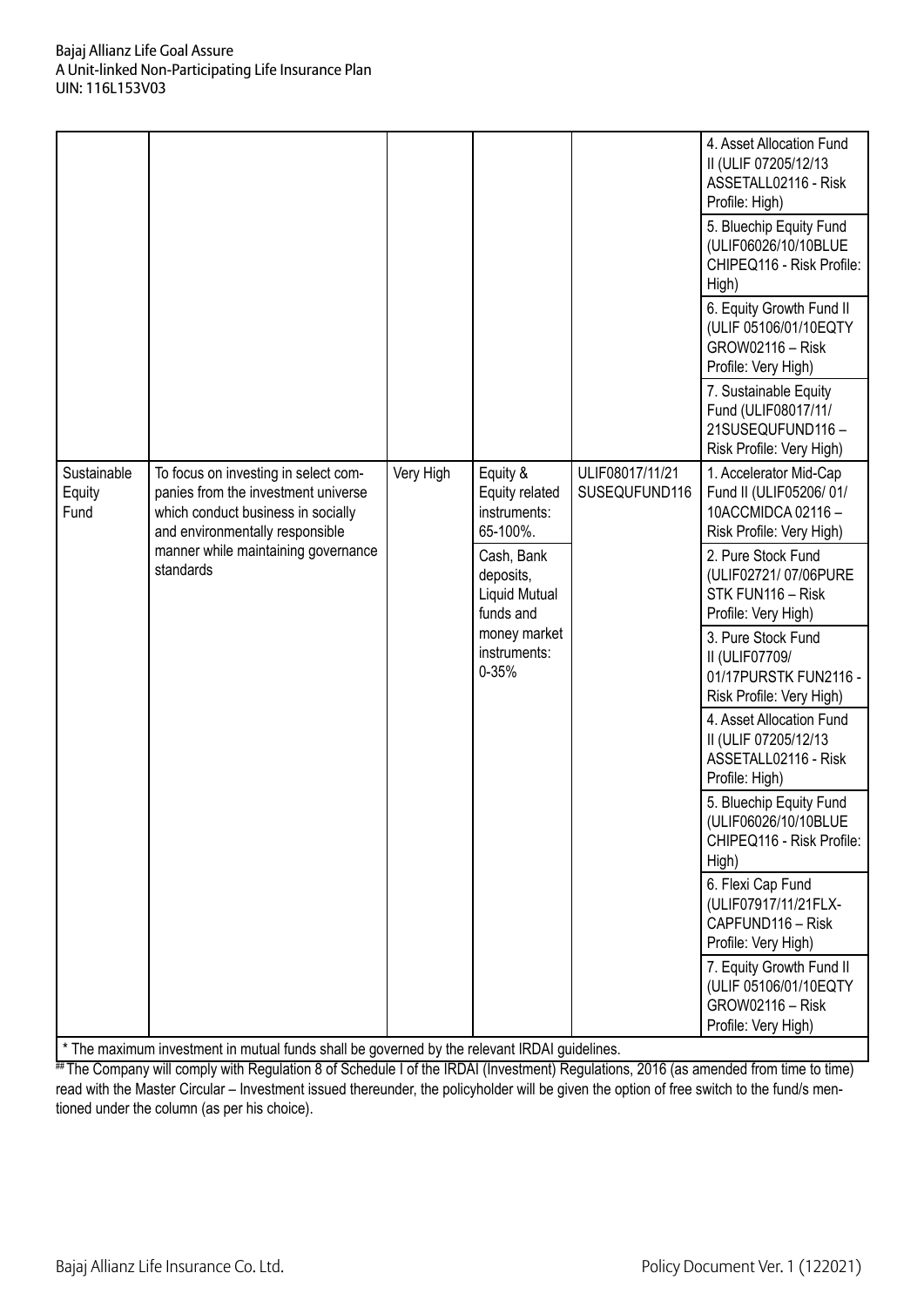| | | | | | |
|---|---|---|---|---|---|
| | | | | | 4. Asset Allocation Fund II (ULIF 07205/12/13 ASSETALL02116 - Risk Profile: High) |
| | | | | | 5. Bluechip Equity Fund (ULIF06026/10/10BLUE CHIPEQ116 - Risk Profile: High) |
| | | | | | 6. Equity Growth Fund II (ULIF 05106/01/10EQTY GROW02116 – Risk Profile: Very High) |
| | | | | | 7. Sustainable Equity Fund (ULIF08017/11/ 21SUSEQUFUND116 – Risk Profile: Very High) |
| Sustainable Equity Fund | To focus on investing in select companies from the investment universe which conduct business in socially and environmentally responsible manner while maintaining governance standards | Very High | Equity & Equity related instruments: 65-100%. | ULIF08017/11/21 SUSEQUFUND116 | 1. Accelerator Mid-Cap Fund II (ULIF05206/ 01/ 10ACCMIDCA 02116 – Risk Profile: Very High) |
| | | | Cash, Bank deposits, Liquid Mutual funds and money market instruments: 0-35% | | 2. Pure Stock Fund (ULIF02721/ 07/06PURE STK FUN116 – Risk Profile: Very High) |
| | | | | | 3. Pure Stock Fund II (ULIF07709/ 01/17PURSTK FUN2116 - Risk Profile: Very High) |
| | | | | | 4. Asset Allocation Fund II (ULIF 07205/12/13 ASSETALL02116 - Risk Profile: High) |
| | | | | | 5. Bluechip Equity Fund (ULIF06026/10/10BLUE CHIPEQ116 - Risk Profile: High) |
| | | | | | 6. Flexi Cap Fund (ULIF07917/11/21FLX-CAPFUND116 – Risk Profile: Very High) |
| | | | | | 7. Equity Growth Fund II (ULIF 05106/01/10EQTY GROW02116 – Risk Profile: Very High) |

* The maximum investment in mutual funds shall be governed by the relevant IRDAI guidelines.

## The Company will comply with Regulation 8 of Schedule I of the IRDAI (Investment) Regulations, 2016 (as amended from time to time) read with the Master Circular – Investment issued thereunder, the policyholder will be given the option of free switch to the fund/s mentioned under the column (as per his choice).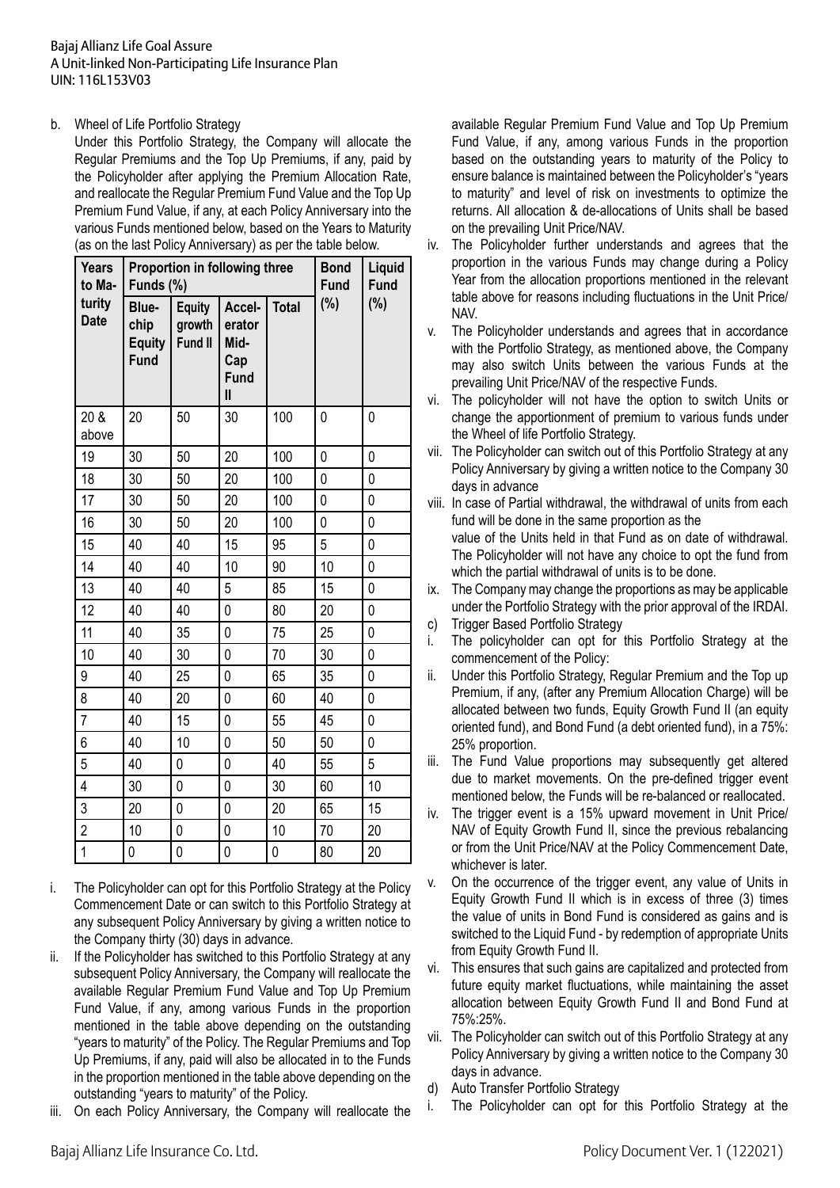b. Wheel of Life Portfolio Strategy

Under this Portfolio Strategy, the Company will allocate the Regular Premiums and the Top Up Premiums, if any, paid by the Policyholder after applying the Premium Allocation Rate, and reallocate the Regular Premium Fund Value and the Top Up Premium Fund Value, if any, at each Policy Anniversary into the various Funds mentioned below, based on the Years to Maturity (as on the last Policy Anniversary) as per the table below.

| Years to Maturity Date | Proportion in following three Funds (%) | | | | Bond Fund (%) | Liquid Fund (%) |
|---|---|---|---|---|---|---|
| | Bluechip Equity Fund | Equity growth Fund II | Accelerator Mid-Cap Fund II | Total | | |
| 20 & above | 20 | 50 | 30 | 100 | 0 | 0 |
| 19 | 30 | 50 | 20 | 100 | 0 | 0 |
| 18 | 30 | 50 | 20 | 100 | 0 | 0 |
| 17 | 30 | 50 | 20 | 100 | 0 | 0 |
| 16 | 30 | 50 | 20 | 100 | 0 | 0 |
| 15 | 40 | 40 | 15 | 95 | 5 | 0 |
| 14 | 40 | 40 | 10 | 90 | 10 | 0 |
| 13 | 40 | 40 | 5 | 85 | 15 | 0 |
| 12 | 40 | 40 | 0 | 80 | 20 | 0 |
| 11 | 40 | 35 | 0 | 75 | 25 | 0 |
| 10 | 40 | 30 | 0 | 70 | 30 | 0 |
| 9 | 40 | 25 | 0 | 65 | 35 | 0 |
| 8 | 40 | 20 | 0 | 60 | 40 | 0 |
| 7 | 40 | 15 | 0 | 55 | 45 | 0 |
| 6 | 40 | 10 | 0 | 50 | 50 | 0 |
| 5 | 40 | 0 | 0 | 40 | 55 | 5 |
| 4 | 30 | 0 | 0 | 30 | 60 | 10 |
| 3 | 20 | 0 | 0 | 20 | 65 | 15 |
| 2 | 10 | 0 | 0 | 10 | 70 | 20 |
| 1 | 0 | 0 | 0 | 0 | 80 | 20 |

i. The Policyholder can opt for this Portfolio Strategy at the Policy Commencement Date or can switch to this Portfolio Strategy at any subsequent Policy Anniversary by giving a written notice to the Company thirty (30) days in advance.

ii. If the Policyholder has switched to this Portfolio Strategy at any subsequent Policy Anniversary, the Company will reallocate the available Regular Premium Fund Value and Top Up Premium Fund Value, if any, among various Funds in the proportion mentioned in the table above depending on the outstanding "years to maturity" of the Policy. The Regular Premiums and Top Up Premiums, if any, paid will also be allocated in to the Funds in the proportion mentioned in the table above depending on the outstanding "years to maturity" of the Policy.

iii. On each Policy Anniversary, the Company will reallocate the available Regular Premium Fund Value and Top Up Premium Fund Value, if any, among various Funds in the proportion based on the outstanding years to maturity of the Policy to ensure balance is maintained between the Policyholder's "years to maturity" and level of risk on investments to optimize the returns. All allocation & de-allocations of Units shall be based on the prevailing Unit Price/NAV.

iv. The Policyholder further understands and agrees that the proportion in the various Funds may change during a Policy Year from the allocation proportions mentioned in the relevant table above for reasons including fluctuations in the Unit Price/NAV.

v. The Policyholder understands and agrees that in accordance with the Portfolio Strategy, as mentioned above, the Company may also switch Units between the various Funds at the prevailing Unit Price/NAV of the respective Funds.

vi. The policyholder will not have the option to switch Units or change the apportionment of premium to various funds under the Wheel of life Portfolio Strategy.

vii. The Policyholder can switch out of this Portfolio Strategy at any Policy Anniversary by giving a written notice to the Company 30 days in advance

viii. In case of Partial withdrawal, the withdrawal of units from each fund will be done in the same proportion as the value of the Units held in that Fund as on date of withdrawal. The Policyholder will not have any choice to opt the fund from which the partial withdrawal of units is to be done.

ix. The Company may change the proportions as may be applicable under the Portfolio Strategy with the prior approval of the IRDAI.

c) Trigger Based Portfolio Strategy

i. The policyholder can opt for this Portfolio Strategy at the commencement of the Policy:

ii. Under this Portfolio Strategy, Regular Premium and the Top up Premium, if any, (after any Premium Allocation Charge) will be allocated between two funds, Equity Growth Fund II (an equity oriented fund), and Bond Fund (a debt oriented fund), in a 75%: 25% proportion.

iii. The Fund Value proportions may subsequently get altered due to market movements. On the pre-defined trigger event mentioned below, the Funds will be re-balanced or reallocated.

iv. The trigger event is a 15% upward movement in Unit Price/NAV of Equity Growth Fund II, since the previous rebalancing or from the Unit Price/NAV at the Policy Commencement Date, whichever is later.

v. On the occurrence of the trigger event, any value of Units in Equity Growth Fund II which is in excess of three (3) times the value of units in Bond Fund is considered as gains and is switched to the Liquid Fund - by redemption of appropriate Units from Equity Growth Fund II.

vi. This ensures that such gains are capitalized and protected from future equity market fluctuations, while maintaining the asset allocation between Equity Growth Fund II and Bond Fund at 75%:25%.

vii. The Policyholder can switch out of this Portfolio Strategy at any Policy Anniversary by giving a written notice to the Company 30 days in advance.

d) Auto Transfer Portfolio Strategy

i. The Policyholder can opt for this Portfolio Strategy at the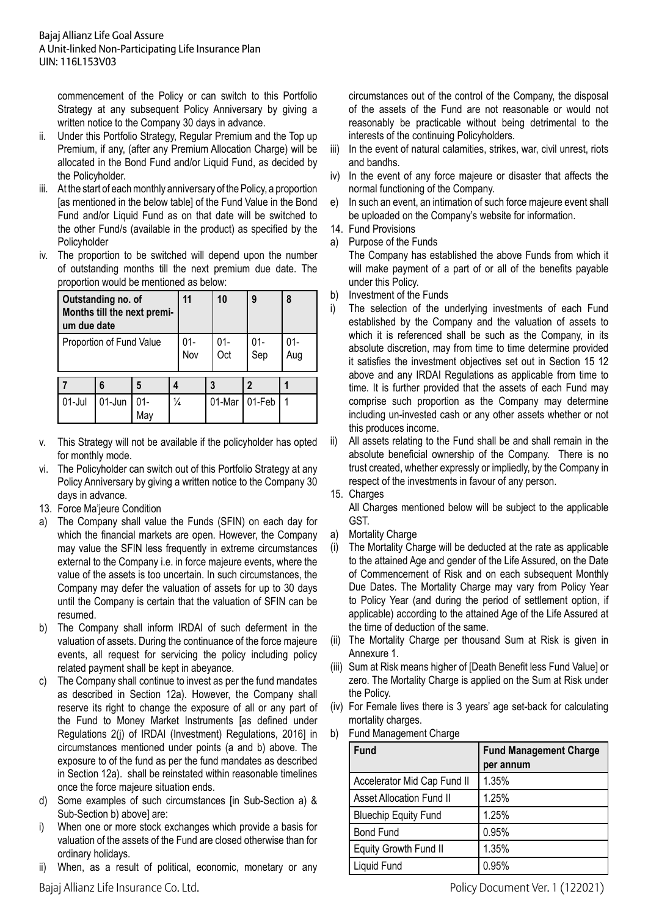commencement of the Policy or can switch to this Portfolio Strategy at any subsequent Policy Anniversary by giving a written notice to the Company 30 days in advance.

ii. Under this Portfolio Strategy, Regular Premium and the Top up Premium, if any, (after any Premium Allocation Charge) will be allocated in the Bond Fund and/or Liquid Fund, as decided by the Policyholder.

iii. At the start of each monthly anniversary of the Policy, a proportion [as mentioned in the below table] of the Fund Value in the Bond Fund and/or Liquid Fund as on that date will be switched to the other Fund/s (available in the product) as specified by the Policyholder

iv. The proportion to be switched will depend upon the number of outstanding months till the next premium due date. The proportion would be mentioned as below:

| Outstanding no. of Months till the next premium due date | 11 | 10 | 9 | 8 | 7 | 6 | 5 | 4 | 3 | 2 | 1 |
|---|---|---|---|---|---|---|---|---|---|---|---|
| Proportion of Fund Value | 01-Nov | 01-Oct | 01-Sep | 01-Aug | 01-Jul | 01-Jun | 01-May | ¼ | 01-Mar | 01-Feb | 1 |

v. This Strategy will not be available if the policyholder has opted for monthly mode.

vi. The Policyholder can switch out of this Portfolio Strategy at any Policy Anniversary by giving a written notice to the Company 30 days in advance.

13. Force Ma'jeure Condition

a) The Company shall value the Funds (SFIN) on each day for which the financial markets are open. However, the Company may value the SFIN less frequently in extreme circumstances external to the Company i.e. in force majeure events, where the value of the assets is too uncertain. In such circumstances, the Company may defer the valuation of assets for up to 30 days until the Company is certain that the valuation of SFIN can be resumed.

b) The Company shall inform IRDAI of such deferment in the valuation of assets. During the continuance of the force majeure events, all request for servicing the policy including policy related payment shall be kept in abeyance.

c) The Company shall continue to invest as per the fund mandates as described in Section 12a). However, the Company shall reserve its right to change the exposure of all or any part of the Fund to Money Market Instruments [as defined under Regulations 2(j) of IRDAI (Investment) Regulations, 2016] in circumstances mentioned under points (a and b) above. The exposure to of the fund as per the fund mandates as described in Section 12a). shall be reinstated within reasonable timelines once the force majeure situation ends.

d) Some examples of such circumstances [in Sub-Section a) & Sub-Section b) above] are:

i) When one or more stock exchanges which provide a basis for valuation of the assets of the Fund are closed otherwise than for ordinary holidays.

ii) When, as a result of political, economic, monetary or any circumstances out of the control of the Company, the disposal of the assets of the Fund are not reasonable or would not reasonably be practicable without being detrimental to the interests of the continuing Policyholders.

iii) In the event of natural calamities, strikes, war, civil unrest, riots and bandhs.

iv) In the event of any force majeure or disaster that affects the normal functioning of the Company.

e) In such an event, an intimation of such force majeure event shall be uploaded on the Company's website for information.

14. Fund Provisions

a) Purpose of the Funds

The Company has established the above Funds from which it will make payment of a part of or all of the benefits payable under this Policy.

b) Investment of the Funds

i) The selection of the underlying investments of each Fund established by the Company and the valuation of assets to which it is referenced shall be such as the Company, in its absolute discretion, may from time to time determine provided it satisfies the investment objectives set out in Section 15 12 above and any IRDAI Regulations as applicable from time to time. It is further provided that the assets of each Fund may comprise such proportion as the Company may determine including un-invested cash or any other assets whether or not this produces income.

ii) All assets relating to the Fund shall be and shall remain in the absolute beneficial ownership of the Company. There is no trust created, whether expressly or impliedly, by the Company in respect of the investments in favour of any person.

15. Charges

All Charges mentioned below will be subject to the applicable GST.

a) Mortality Charge

(i) The Mortality Charge will be deducted at the rate as applicable to the attained Age and gender of the Life Assured, on the Date of Commencement of Risk and on each subsequent Monthly Due Dates. The Mortality Charge may vary from Policy Year to Policy Year (and during the period of settlement option, if applicable) according to the attained Age of the Life Assured at the time of deduction of the same.

(ii) The Mortality Charge per thousand Sum at Risk is given in Annexure 1.

(iii) Sum at Risk means higher of [Death Benefit less Fund Value] or zero. The Mortality Charge is applied on the Sum at Risk under the Policy.

(iv) For Female lives there is 3 years' age set-back for calculating mortality charges.

b) Fund Management Charge

| Fund | Fund Management Charge per annum |
|---|---|
| Accelerator Mid Cap Fund II | 1.35% |
| Asset Allocation Fund II | 1.25% |
| Bluechip Equity Fund | 1.25% |
| Bond Fund | 0.95% |
| Equity Growth Fund II | 1.35% |
| Liquid Fund | 0.95% |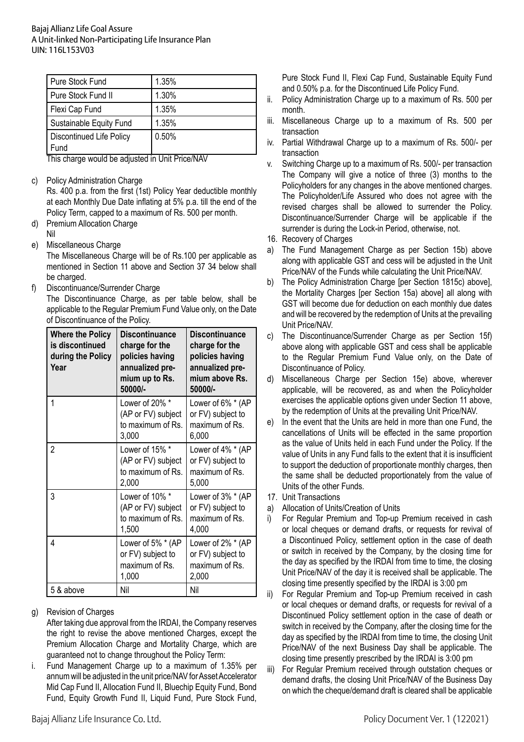| Pure Stock Fund | 1.35% |
|---|---|
| Pure Stock Fund II | 1.30% |
| Flexi Cap Fund | 1.35% |
| Sustainable Equity Fund | 1.35% |
| Discontinued Life Policy Fund | 0.50% |

This charge would be adjusted in Unit Price/NAV

c) Policy Administration Charge

Rs. 400 p.a. from the first (1st) Policy Year deductible monthly at each Monthly Due Date inflating at 5% p.a. till the end of the Policy Term, capped to a maximum of Rs. 500 per month.

d) Premium Allocation Charge

Nil

e) Miscellaneous Charge

The Miscellaneous Charge will be of Rs.100 per applicable as mentioned in Section 11 above and Section 37 34 below shall be charged.

f) Discontinuance/Surrender Charge

The Discontinuance Charge, as per table below, shall be applicable to the Regular Premium Fund Value only, on the Date of Discontinuance of the Policy.

| Where the Policy is discontinued during the Policy Year | Discontinuance charge for the policies having annualized premium up to Rs. 50000/- | Discontinuance charge for the policies having annualized premium above Rs. 50000/- |
|---|---|---|
| 1 | Lower of 20% * (AP or FV) subject to maximum of Rs. 3,000 | Lower of 6% * (AP or FV) subject to maximum of Rs. 6,000 |
| 2 | Lower of 15% * (AP or FV) subject to maximum of Rs. 2,000 | Lower of 4% * (AP or FV) subject to maximum of Rs. 5,000 |
| 3 | Lower of 10% * (AP or FV) subject to maximum of Rs. 1,500 | Lower of 3% * (AP or FV) subject to maximum of Rs. 4,000 |
| 4 | Lower of 5% * (AP or FV) subject to maximum of Rs. 1,000 | Lower of 2% * (AP or FV) subject to maximum of Rs. 2,000 |
| 5 & above | Nil | Nil |

g) Revision of Charges

After taking due approval from the IRDAI, the Company reserves the right to revise the above mentioned Charges, except the Premium Allocation Charge and Mortality Charge, which are guaranteed not to change throughout the Policy Term:

i. Fund Management Charge up to a maximum of 1.35% per annum will be adjusted in the unit price/NAV for Asset Accelerator Mid Cap Fund II, Allocation Fund II, Bluechip Equity Fund, Bond Fund, Equity Growth Fund II, Liquid Fund, Pure Stock Fund, Pure Stock Fund II, Flexi Cap Fund, Sustainable Equity Fund and 0.50% p.a. for the Discontinued Life Policy Fund.

ii. Policy Administration Charge up to a maximum of Rs. 500 per month.

iii. Miscellaneous Charge up to a maximum of Rs. 500 per transaction

iv. Partial Withdrawal Charge up to a maximum of Rs. 500/- per transaction

v. Switching Charge up to a maximum of Rs. 500/- per transaction

The Company will give a notice of three (3) months to the Policyholders for any changes in the above mentioned charges. The Policyholder/Life Assured who does not agree with the revised charges shall be allowed to surrender the Policy. Discontinuance/Surrender Charge will be applicable if the surrender is during the Lock-in Period, otherwise, not.

16. Recovery of Charges

a) The Fund Management Charge as per Section 15b) above along with applicable GST and cess will be adjusted in the Unit Price/NAV of the Funds while calculating the Unit Price/NAV.

b) The Policy Administration Charge [per Section 1815c) above], the Mortality Charges [per Section 15a) above] all along with GST will become due for deduction on each monthly due dates and will be recovered by the redemption of Units at the prevailing Unit Price/NAV.

c) The Discontinuance/Surrender Charge as per Section 15f) above along with applicable GST and cess shall be applicable to the Regular Premium Fund Value only, on the Date of Discontinuance of Policy.

d) Miscellaneous Charge per Section 15e) above, wherever applicable, will be recovered, as and when the Policyholder exercises the applicable options given under Section 11 above, by the redemption of Units at the prevailing Unit Price/NAV.

e) In the event that the Units are held in more than one Fund, the cancellations of Units will be effected in the same proportion as the value of Units held in each Fund under the Policy. If the value of Units in any Fund falls to the extent that it is insufficient to support the deduction of proportionate monthly charges, then the same shall be deducted proportionately from the value of Units of the other Funds.

17. Unit Transactions

a) Allocation of Units/Creation of Units

i) For Regular Premium and Top-up Premium received in cash or local cheques or demand drafts, or requests for revival of a Discontinued Policy, settlement option in the case of death or switch in received by the Company, by the closing time for the day as specified by the IRDAI from time to time, the closing Unit Price/NAV of the day it is received shall be applicable. The closing time presently specified by the IRDAI is 3:00 pm

ii) For Regular Premium and Top-up Premium received in cash or local cheques or demand drafts, or requests for revival of a Discontinued Policy settlement option in the case of death or switch in received by the Company, after the closing time for the day as specified by the IRDAI from time to time, the closing Unit Price/NAV of the next Business Day shall be applicable. The closing time presently prescribed by the IRDAI is 3:00 pm

iii) For Regular Premium received through outstation cheques or demand drafts, the closing Unit Price/NAV of the Business Day on which the cheque/demand draft is cleared shall be applicable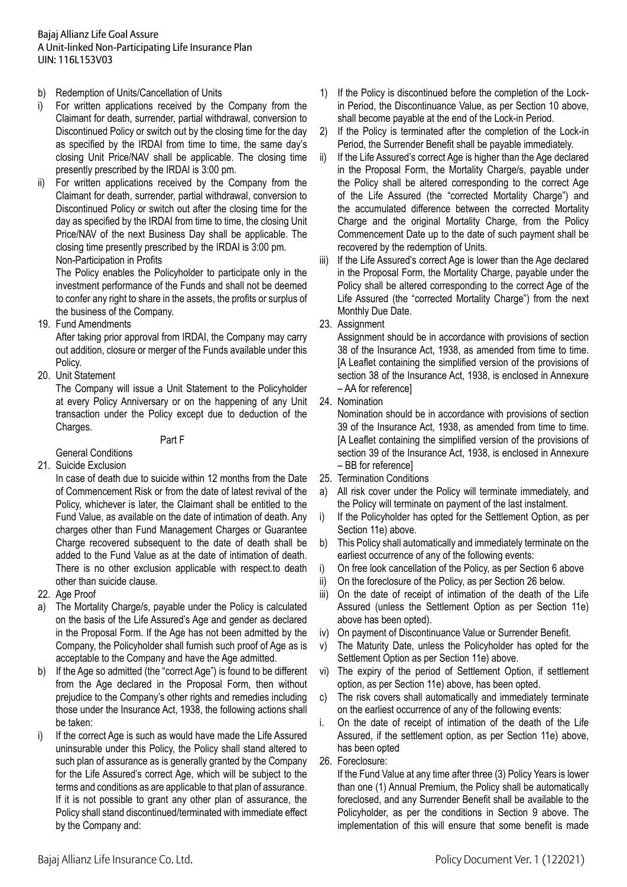b) Redemption of Units/Cancellation of Units

i) For written applications received by the Company from the Claimant for death, surrender, partial withdrawal, conversion to Discontinued Policy or switch out by the closing time for the day as specified by the IRDAI from time to time, the same day's closing Unit Price/NAV shall be applicable. The closing time presently prescribed by the IRDAI is 3:00 pm.

ii) For written applications received by the Company from the Claimant for death, surrender, partial withdrawal, conversion to Discontinued Policy or switch out after the closing time for the day as specified by the IRDAI from time to time, the closing Unit Price/NAV of the next Business Day shall be applicable. The closing time presently prescribed by the IRDAI is 3:00 pm.

Non-Participation in Profits

The Policy enables the Policyholder to participate only in the investment performance of the Funds and shall not be deemed to confer any right to share in the assets, the profits or surplus of the business of the Company.

19. Fund Amendments

After taking prior approval from IRDAI, the Company may carry out addition, closure or merger of the Funds available under this Policy.

20. Unit Statement

The Company will issue a Unit Statement to the Policyholder at every Policy Anniversary or on the happening of any Unit transaction under the Policy except due to deduction of the Charges.

## Part F

General Conditions

21. Suicide Exclusion

In case of death due to suicide within 12 months from the Date of Commencement Risk or from the date of latest revival of the Policy, whichever is later, the Claimant shall be entitled to the Fund Value, as available on the date of intimation of death. Any charges other than Fund Management Charges or Guarantee Charge recovered subsequent to the date of death shall be added to the Fund Value as at the date of intimation of death. There is no other exclusion applicable with respect.to death other than suicide clause.

22. Age Proof

a) The Mortality Charge/s, payable under the Policy is calculated on the basis of the Life Assured's Age and gender as declared in the Proposal Form. If the Age has not been admitted by the Company, the Policyholder shall furnish such proof of Age as is acceptable to the Company and have the Age admitted.

b) If the Age so admitted (the "correct Age") is found to be different from the Age declared in the Proposal Form, then without prejudice to the Company's other rights and remedies including those under the Insurance Act, 1938, the following actions shall be taken:

i) If the correct Age is such as would have made the Life Assured uninsurable under this Policy, the Policy shall stand altered to such plan of assurance as is generally granted by the Company for the Life Assured's correct Age, which will be subject to the terms and conditions as are applicable to that plan of assurance. If it is not possible to grant any other plan of assurance, the Policy shall stand discontinued/terminated with immediate effect by the Company and:

1) If the Policy is discontinued before the completion of the Lock-in Period, the Discontinuance Value, as per Section 10 above, shall become payable at the end of the Lock-in Period.

2) If the Policy is terminated after the completion of the Lock-in Period, the Surrender Benefit shall be payable immediately.

ii) If the Life Assured's correct Age is higher than the Age declared in the Proposal Form, the Mortality Charge/s, payable under the Policy shall be altered corresponding to the correct Age of the Life Assured (the "corrected Mortality Charge") and the accumulated difference between the corrected Mortality Charge and the original Mortality Charge, from the Policy Commencement Date up to the date of such payment shall be recovered by the redemption of Units.

iii) If the Life Assured's correct Age is lower than the Age declared in the Proposal Form, the Mortality Charge, payable under the Policy shall be altered corresponding to the correct Age of the Life Assured (the "corrected Mortality Charge") from the next Monthly Due Date.

23. Assignment

Assignment should be in accordance with provisions of section 38 of the Insurance Act, 1938, as amended from time to time. [A Leaflet containing the simplified version of the provisions of section 38 of the Insurance Act, 1938, is enclosed in Annexure – AA for reference]

24. Nomination

Nomination should be in accordance with provisions of section 39 of the Insurance Act, 1938, as amended from time to time. [A Leaflet containing the simplified version of the provisions of section 39 of the Insurance Act, 1938, is enclosed in Annexure – BB for reference]

25. Termination Conditions

a) All risk cover under the Policy will terminate immediately, and the Policy will terminate on payment of the last instalment.

i) If the Policyholder has opted for the Settlement Option, as per Section 11e) above.

b) This Policy shall automatically and immediately terminate on the earliest occurrence of any of the following events:

i) On free look cancellation of the Policy, as per Section 6 above

ii) On the foreclosure of the Policy, as per Section 26 below.

iii) On the date of receipt of intimation of the death of the Life Assured (unless the Settlement Option as per Section 11e) above has been opted).

iv) On payment of Discontinuance Value or Surrender Benefit.

v) The Maturity Date, unless the Policyholder has opted for the Settlement Option as per Section 11e) above.

vi) The expiry of the period of Settlement Option, if settlement option, as per Section 11e) above, has been opted.

c) The risk covers shall automatically and immediately terminate on the earliest occurrence of any of the following events:

i. On the date of receipt of intimation of the death of the Life Assured, if the settlement option, as per Section 11e) above, has been opted

26. Foreclosure:

If the Fund Value at any time after three (3) Policy Years is lower than one (1) Annual Premium, the Policy shall be automatically foreclosed, and any Surrender Benefit shall be available to the Policyholder, as per the conditions in Section 9 above. The implementation of this will ensure that some benefit is made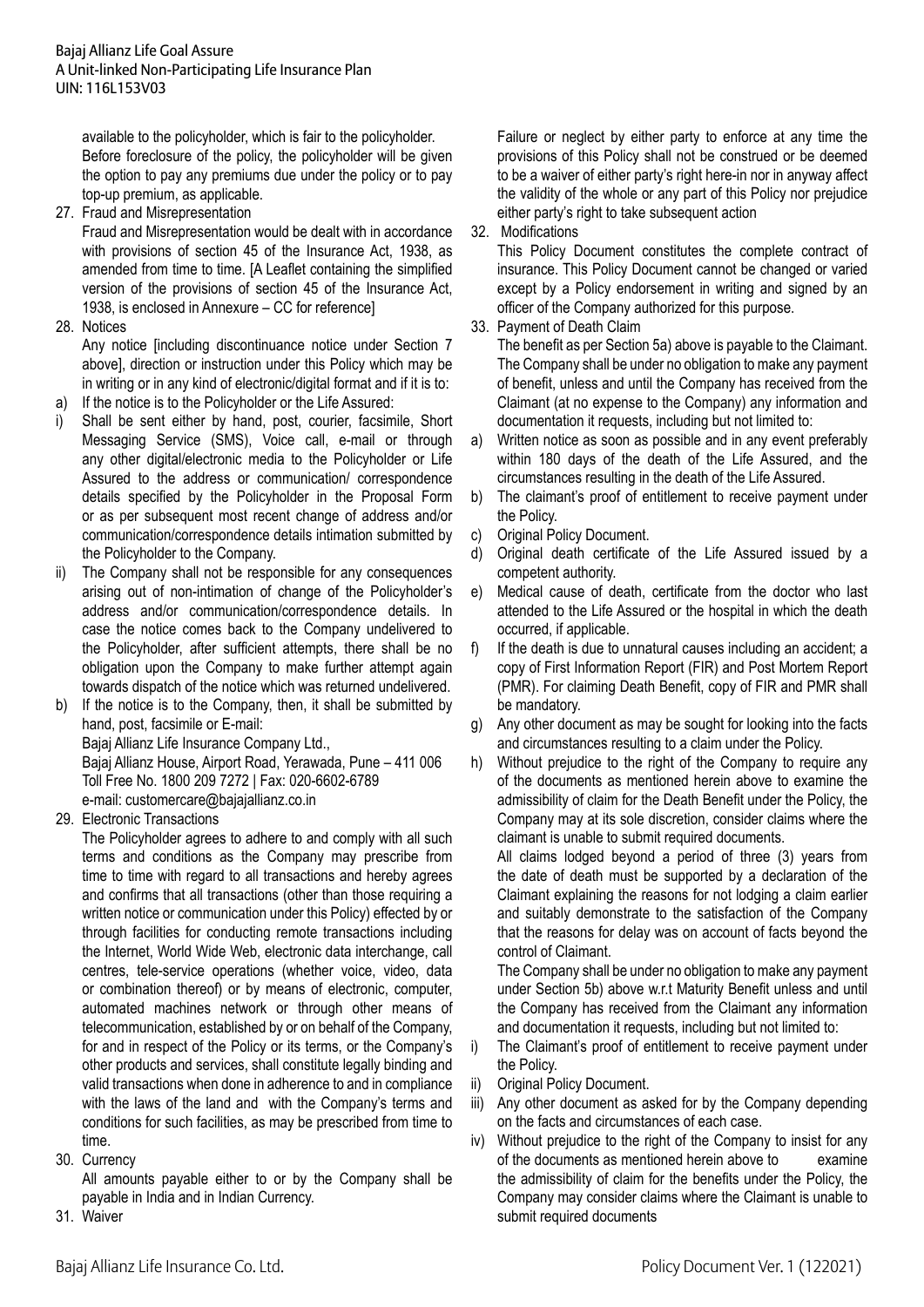available to the policyholder, which is fair to the policyholder. Before foreclosure of the policy, the policyholder will be given the option to pay any premiums due under the policy or to pay top-up premium, as applicable.

27. Fraud and Misrepresentation

Fraud and Misrepresentation would be dealt with in accordance with provisions of section 45 of the Insurance Act, 1938, as amended from time to time. [A Leaflet containing the simplified version of the provisions of section 45 of the Insurance Act, 1938, is enclosed in Annexure – CC for reference]

28. Notices

Any notice [including discontinuance notice under Section 7 above], direction or instruction under this Policy which may be in writing or in any kind of electronic/digital format and if it is to:

a) If the notice is to the Policyholder or the Life Assured:

i) Shall be sent either by hand, post, courier, facsimile, Short Messaging Service (SMS), Voice call, e-mail or through any other digital/electronic media to the Policyholder or Life Assured to the address or communication/ correspondence details specified by the Policyholder in the Proposal Form or as per subsequent most recent change of address and/or communication/correspondence details intimation submitted by the Policyholder to the Company.

ii) The Company shall not be responsible for any consequences arising out of non-intimation of change of the Policyholder's address and/or communication/correspondence details. In case the notice comes back to the Company undelivered to the Policyholder, after sufficient attempts, there shall be no obligation upon the Company to make further attempt again towards dispatch of the notice which was returned undelivered.

b) If the notice is to the Company, then, it shall be submitted by hand, post, facsimile or E-mail:

Bajaj Allianz Life Insurance Company Ltd.,
Bajaj Allianz House, Airport Road, Yerawada, Pune – 411 006
Toll Free No. 1800 209 7272 | Fax: 020-6602-6789
e-mail: customercare@bajajallianz.co.in

29. Electronic Transactions

The Policyholder agrees to adhere to and comply with all such terms and conditions as the Company may prescribe from time to time with regard to all transactions and hereby agrees and confirms that all transactions (other than those requiring a written notice or communication under this Policy) effected by or through facilities for conducting remote transactions including the Internet, World Wide Web, electronic data interchange, call centres, tele-service operations (whether voice, video, data or combination thereof) or by means of electronic, computer, automated machines network or through other means of telecommunication, established by or on behalf of the Company, for and in respect of the Policy or its terms, or the Company's other products and services, shall constitute legally binding and valid transactions when done in adherence to and in compliance with the laws of the land and with the Company's terms and conditions for such facilities, as may be prescribed from time to time.

30. Currency

All amounts payable either to or by the Company shall be payable in India and in Indian Currency.

31. Waiver

Failure or neglect by either party to enforce at any time the provisions of this Policy shall not be construed or be deemed to be a waiver of either party's right here-in nor in anyway affect the validity of the whole or any part of this Policy nor prejudice either party's right to take subsequent action

32. Modifications

This Policy Document constitutes the complete contract of insurance. This Policy Document cannot be changed or varied except by a Policy endorsement in writing and signed by an officer of the Company authorized for this purpose.

33. Payment of Death Claim

The benefit as per Section 5a) above is payable to the Claimant. The Company shall be under no obligation to make any payment of benefit, unless and until the Company has received from the Claimant (at no expense to the Company) any information and documentation it requests, including but not limited to:

a) Written notice as soon as possible and in any event preferably within 180 days of the death of the Life Assured, and the circumstances resulting in the death of the Life Assured.

b) The claimant's proof of entitlement to receive payment under the Policy.

c) Original Policy Document.

d) Original death certificate of the Life Assured issued by a competent authority.

e) Medical cause of death, certificate from the doctor who last attended to the Life Assured or the hospital in which the death occurred, if applicable.

f) If the death is due to unnatural causes including an accident; a copy of First Information Report (FIR) and Post Mortem Report (PMR). For claiming Death Benefit, copy of FIR and PMR shall be mandatory.

g) Any other document as may be sought for looking into the facts and circumstances resulting to a claim under the Policy.

h) Without prejudice to the right of the Company to require any of the documents as mentioned herein above to examine the admissibility of claim for the Death Benefit under the Policy, the Company may at its sole discretion, consider claims where the claimant is unable to submit required documents.

All claims lodged beyond a period of three (3) years from the date of death must be supported by a declaration of the Claimant explaining the reasons for not lodging a claim earlier and suitably demonstrate to the satisfaction of the Company that the reasons for delay was on account of facts beyond the control of Claimant.

The Company shall be under no obligation to make any payment under Section 5b) above w.r.t Maturity Benefit unless and until the Company has received from the Claimant any information and documentation it requests, including but not limited to:

i) The Claimant's proof of entitlement to receive payment under the Policy.

ii) Original Policy Document.

iii) Any other document as asked for by the Company depending on the facts and circumstances of each case.

iv) Without prejudice to the right of the Company to insist for any of the documents as mentioned herein above to examine the admissibility of claim for the benefits under the Policy, the Company may consider claims where the Claimant is unable to submit required documents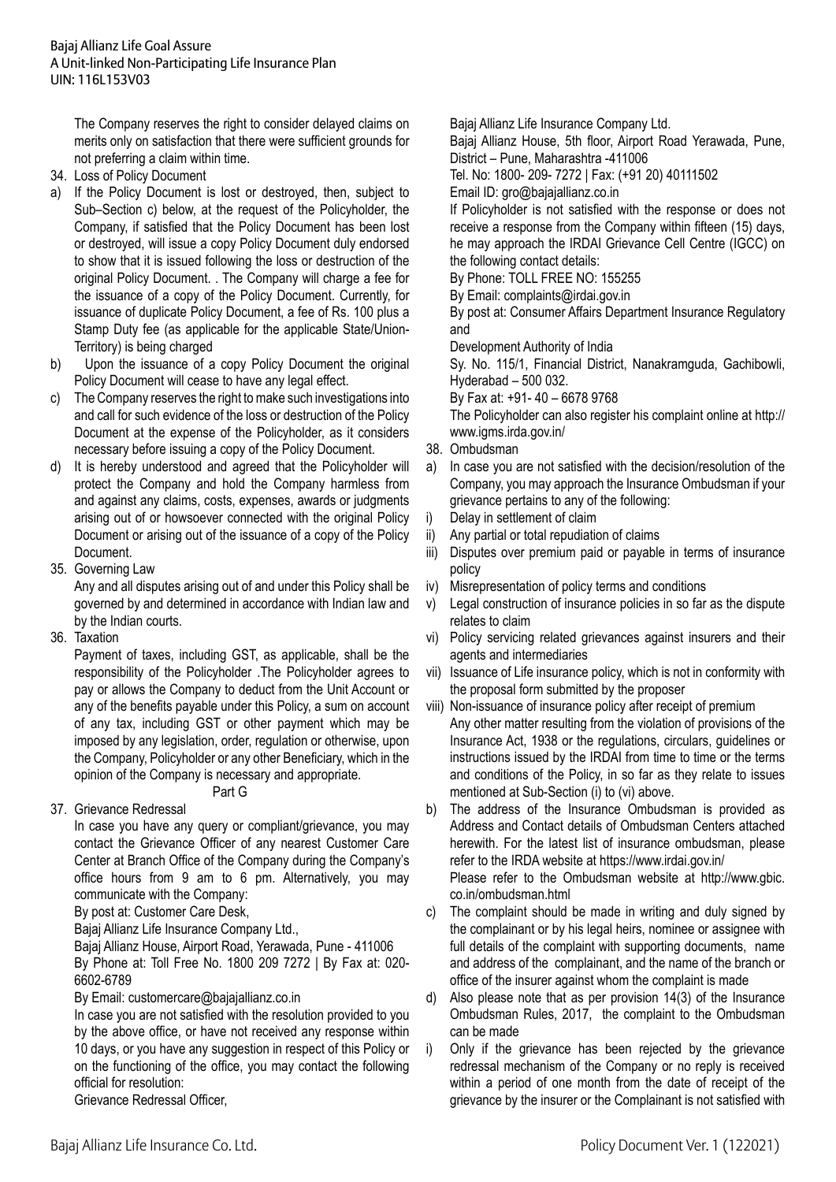The Company reserves the right to consider delayed claims on merits only on satisfaction that there were sufficient grounds for not preferring a claim within time.

34. Loss of Policy Document

a) If the Policy Document is lost or destroyed, then, subject to Sub–Section c) below, at the request of the Policyholder, the Company, if satisfied that the Policy Document has been lost or destroyed, will issue a copy Policy Document duly endorsed to show that it is issued following the loss or destruction of the original Policy Document. . The Company will charge a fee for the issuance of a copy of the Policy Document. Currently, for issuance of duplicate Policy Document, a fee of Rs. 100 plus a Stamp Duty fee (as applicable for the applicable State/Union-Territory) is being charged

b) Upon the issuance of a copy Policy Document the original Policy Document will cease to have any legal effect.

c) The Company reserves the right to make such investigations into and call for such evidence of the loss or destruction of the Policy Document at the expense of the Policyholder, as it considers necessary before issuing a copy of the Policy Document.

d) It is hereby understood and agreed that the Policyholder will protect the Company and hold the Company harmless from and against any claims, costs, expenses, awards or judgments arising out of or howsoever connected with the original Policy Document or arising out of the issuance of a copy of the Policy Document.

35. Governing Law

Any and all disputes arising out of and under this Policy shall be governed by and determined in accordance with Indian law and by the Indian courts.

36. Taxation

Payment of taxes, including GST, as applicable, shall be the responsibility of the Policyholder .The Policyholder agrees to pay or allows the Company to deduct from the Unit Account or any of the benefits payable under this Policy, a sum on account of any tax, including GST or other payment which may be imposed by any legislation, order, regulation or otherwise, upon the Company, Policyholder or any other Beneficiary, which in the opinion of the Company is necessary and appropriate.

## Part G

37. Grievance Redressal

In case you have any query or compliant/grievance, you may contact the Grievance Officer of any nearest Customer Care Center at Branch Office of the Company during the Company's office hours from 9 am to 6 pm. Alternatively, you may communicate with the Company:

By post at: Customer Care Desk,

Bajaj Allianz Life Insurance Company Ltd.,

Bajaj Allianz House, Airport Road, Yerawada, Pune - 411006

By Phone at: Toll Free No. 1800 209 7272 | By Fax at: 020-6602-6789

By Email: customercare@bajajallianz.co.in

In case you are not satisfied with the resolution provided to you by the above office, or have not received any response within 10 days, or you have any suggestion in respect of this Policy or on the functioning of the office, you may contact the following official for resolution:

Grievance Redressal Officer,

Bajaj Allianz Life Insurance Company Ltd.

Bajaj Allianz House, 5th floor, Airport Road Yerawada, Pune, District – Pune, Maharashtra -411006

Tel. No: 1800- 209- 7272 | Fax: (+91 20) 40111502

Email ID: gro@bajajallianz.co.in

If Policyholder is not satisfied with the response or does not receive a response from the Company within fifteen (15) days, he may approach the IRDAI Grievance Cell Centre (IGCC) on the following contact details:

By Phone: TOLL FREE NO: 155255

By Email: complaints@irdai.gov.in

By post at: Consumer Affairs Department Insurance Regulatory and

Development Authority of India

Sy. No. 115/1, Financial District, Nanakramguda, Gachibowli, Hyderabad – 500 032.

By Fax at: +91- 40 – 6678 9768

The Policyholder can also register his complaint online at http://www.igms.irda.gov.in/

38. Ombudsman

a) In case you are not satisfied with the decision/resolution of the Company, you may approach the Insurance Ombudsman if your grievance pertains to any of the following:

i) Delay in settlement of claim
ii) Any partial or total repudiation of claims
iii) Disputes over premium paid or payable in terms of insurance policy
iv) Misrepresentation of policy terms and conditions
v) Legal construction of insurance policies in so far as the dispute relates to claim
vi) Policy servicing related grievances against insurers and their agents and intermediaries
vii) Issuance of Life insurance policy, which is not in conformity with the proposal form submitted by the proposer
viii) Non-issuance of insurance policy after receipt of premium

Any other matter resulting from the violation of provisions of the Insurance Act, 1938 or the regulations, circulars, guidelines or instructions issued by the IRDAI from time to time or the terms and conditions of the Policy, in so far as they relate to issues mentioned at Sub-Section (i) to (vi) above.

b) The address of the Insurance Ombudsman is provided as Address and Contact details of Ombudsman Centers attached herewith. For the latest list of insurance ombudsman, please refer to the IRDA website at https://www.irdai.gov.in/

Please refer to the Ombudsman website at http://www.gbic.co.in/ombudsman.html

c) The complaint should be made in writing and duly signed by the complainant or by his legal heirs, nominee or assignee with full details of the complaint with supporting documents, name and address of the complainant, and the name of the branch or office of the insurer against whom the complaint is made

d) Also please note that as per provision 14(3) of the Insurance Ombudsman Rules, 2017, the complaint to the Ombudsman can be made

i) Only if the grievance has been rejected by the grievance redressal mechanism of the Company or no reply is received within a period of one month from the date of receipt of the grievance by the insurer or the Complainant is not satisfied with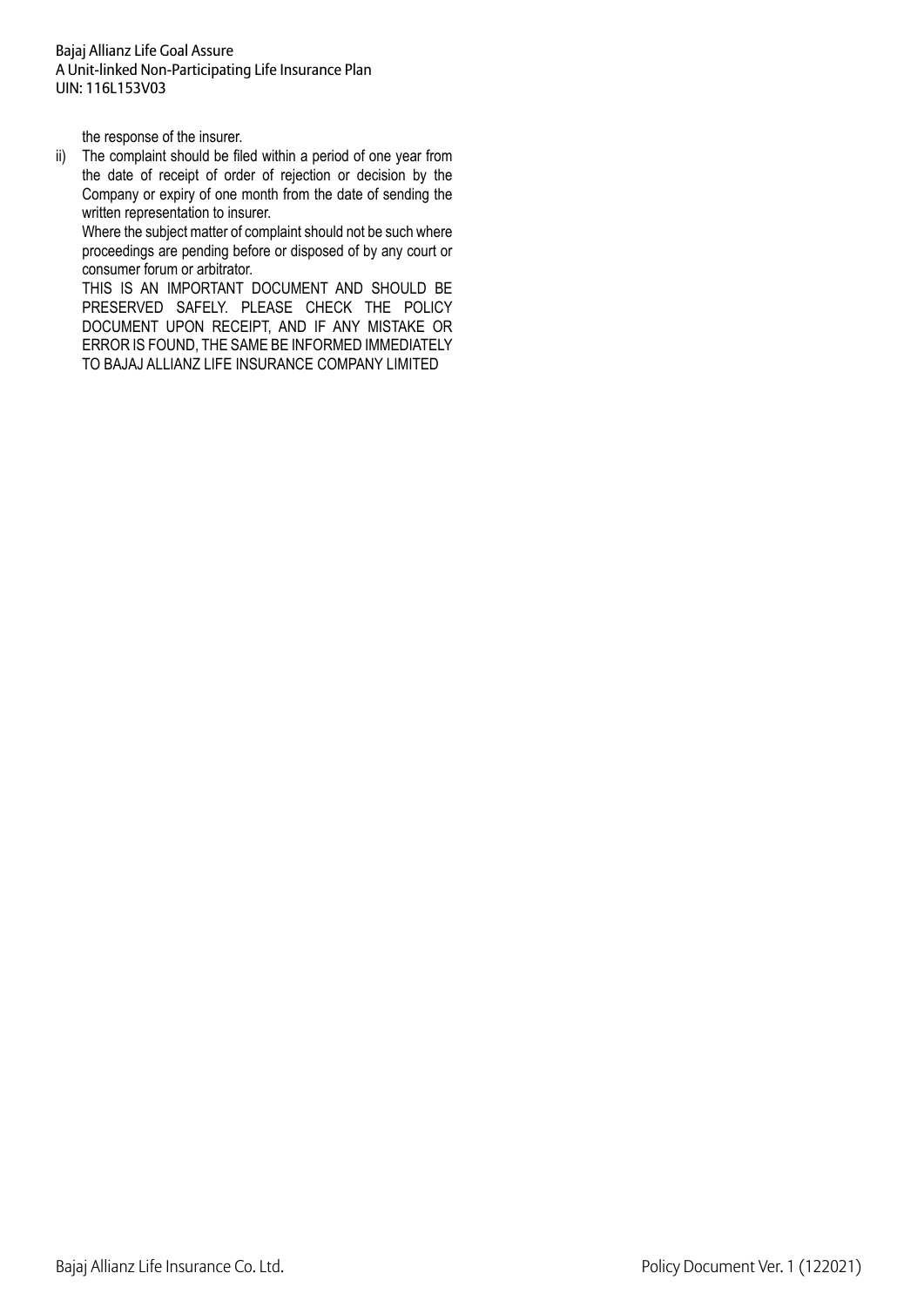the response of the insurer.

ii) The complaint should be filed within a period of one year from the date of receipt of order of rejection or decision by the Company or expiry of one month from the date of sending the written representation to insurer.

   Where the subject matter of complaint should not be such where proceedings are pending before or disposed of by any court or consumer forum or arbitrator.

   THIS IS AN IMPORTANT DOCUMENT AND SHOULD BE PRESERVED SAFELY. PLEASE CHECK THE POLICY DOCUMENT UPON RECEIPT, AND IF ANY MISTAKE OR ERROR IS FOUND, THE SAME BE INFORMED IMMEDIATELY TO BAJAJ ALLIANZ LIFE INSURANCE COMPANY LIMITED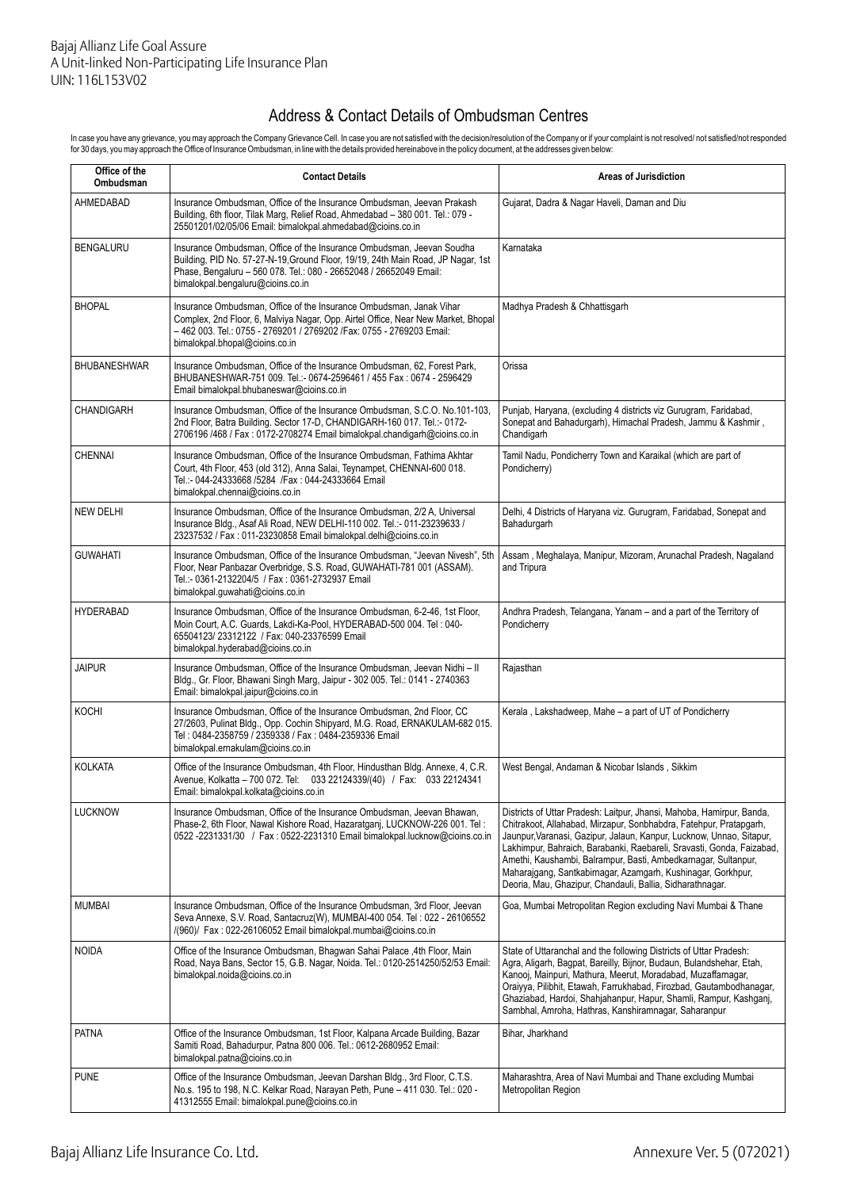## Address & Contact Details of Ombudsman Centres

In case you have any grievance, you may approach the Company Grievance Cell. In case you are not satisfied with the decision/resolution of the Company or if your complaint is not resolved/ not satisfied/not responded for 30 days, you may approach the Office of Insurance Ombudsman, in line with the details provided hereinabove in the policy document, at the addresses given below:

| Office of the Ombudsman | Contact Details | Areas of Jurisdiction |
|---|---|---|
| AHMEDABAD | Insurance Ombudsman, Office of the Insurance Ombudsman, Jeevan Prakash Building, 6th floor, Tilak Marg, Relief Road, Ahmedabad – 380 001. Tel.: 079 - 25501201/02/05/06 Email: bimalokpal.ahmedabad@cioins.co.in | Gujarat, Dadra & Nagar Haveli, Daman and Diu |
| BENGALURU | Insurance Ombudsman, Office of the Insurance Ombudsman, Jeevan Soudha Building, PID No. 57-27-N-19,Ground Floor, 19/19, 24th Main Road, JP Nagar, 1st Phase, Bengaluru – 560 078. Tel.: 080 - 26652048 / 26652049 Email: bimalokpal.bengaluru@cioins.co.in | Karnataka |
| BHOPAL | Insurance Ombudsman, Office of the Insurance Ombudsman, Janak Vihar Complex, 2nd Floor, 6, Malviya Nagar, Opp. Airtel Office, Near New Market, Bhopal – 462 003. Tel.: 0755 - 2769201 / 2769202 /Fax: 0755 - 2769203 Email: bimalokpal.bhopal@cioins.co.in | Madhya Pradesh & Chhattisgarh |
| BHUBANESHWAR | Insurance Ombudsman, Office of the Insurance Ombudsman, 62, Forest Park, BHUBANESHWAR-751 009. Tel.:- 0674-2596461 / 455 Fax : 0674 - 2596429 Email bimalokpal.bhubaneswar@cioins.co.in | Orissa |
| CHANDIGARH | Insurance Ombudsman, Office of the Insurance Ombudsman, S.C.O. No.101-103, 2nd Floor, Batra Building. Sector 17-D, CHANDIGARH-160 017. Tel.:- 0172-2706196 /468 / Fax : 0172-2708274 Email bimalokpal.chandigarh@cioins.co.in | Punjab, Haryana, (excluding 4 districts viz Gurugram, Faridabad, Sonepat and Bahadurgarh), Himachal Pradesh, Jammu & Kashmir , Chandigarh |
| CHENNAI | Insurance Ombudsman, Office of the Insurance Ombudsman, Fathima Akhtar Court, 4th Floor, 453 (old 312), Anna Salai, Teynampet, CHENNAI-600 018. Tel.:- 044-24333668 /5284 /Fax : 044-24333664 Email bimalokpal.chennai@cioins.co.in | Tamil Nadu, Pondicherry Town and Karaikal (which are part of Pondicherry) |
| NEW DELHI | Insurance Ombudsman, Office of the Insurance Ombudsman, 2/2 A, Universal Insurance Bldg., Asaf Ali Road, NEW DELHI-110 002. Tel.:- 011-23239633 / 23237532 / Fax : 011-23230858 Email bimalokpal.delhi@cioins.co.in | Delhi, 4 Districts of Haryana viz. Gurugram, Faridabad, Sonepat and Bahadurgarh |
| GUWAHATI | Insurance Ombudsman, Office of the Insurance Ombudsman, "Jeevan Nivesh", 5th Floor, Near Panbazar Overbridge, S.S. Road, GUWAHATI-781 001 (ASSAM). Tel.:- 0361-2132204/5 / Fax : 0361-2732937 Email bimalokpal.guwahati@cioins.co.in | Assam , Meghalaya, Manipur, Mizoram, Arunachal Pradesh, Nagaland and Tripura |
| HYDERABAD | Insurance Ombudsman, Office of the Insurance Ombudsman, 6-2-46, 1st Floor, Moin Court, A.C. Guards, Lakdi-Ka-Pool, HYDERABAD-500 004. Tel : 040-65504123/ 23312122 / Fax: 040-23376599 Email bimalokpal.hyderabad@cioins.co.in | Andhra Pradesh, Telangana, Yanam – and a part of the Territory of Pondicherry |
| JAIPUR | Insurance Ombudsman, Office of the Insurance Ombudsman, Jeevan Nidhi – II Bldg., Gr. Floor, Bhawani Singh Marg, Jaipur - 302 005. Tel.: 0141 - 2740363 Email: bimalokpal.jaipur@cioins.co.in | Rajasthan |
| KOCHI | Insurance Ombudsman, Office of the Insurance Ombudsman, 2nd Floor, CC 27/2603, Pulinat Bldg., Opp. Cochin Shipyard, M.G. Road, ERNAKULAM-682 015. Tel : 0484-2358759 / 2359338 / Fax : 0484-2359336 Email bimalokpal.ernakulam@cioins.co.in | Kerala , Lakshadweep, Mahe – a part of UT of Pondicherry |
| KOLKATA | Office of the Insurance Ombudsman, 4th Floor, Hindusthan Bldg. Annexe, 4, C.R. Avenue, Kolkatta – 700 072. Tel: 033 22124339/(40) / Fax: 033 22124341 Email: bimalokpal.kolkata@cioins.co.in | West Bengal, Andaman & Nicobar Islands , Sikkim |
| LUCKNOW | Insurance Ombudsman, Office of the Insurance Ombudsman, Jeevan Bhawan, Phase-2, 6th Floor, Nawal Kishore Road, Hazaratganj, LUCKNOW-226 001. Tel : 0522 -2231331/30 / Fax : 0522-2231310 Email bimalokpal.lucknow@cioins.co.in | Districts of Uttar Pradesh: Laitpur, Jhansi, Mahoba, Hamirpur, Banda, Chitrakoot, Allahabad, Mirzapur, Sonbhabdra, Fatehpur, Pratapgarh, Jaunpur,Varanasi, Gazipur, Jalaun, Kanpur, Lucknow, Unnao, Sitapur, Lakhimpur, Bahraich, Barabanki, Raebareli, Sravasti, Gonda, Faizabad, Amethi, Kaushambi, Balrampur, Basti, Ambedkarnagar, Sultanpur, Maharajgang, Santkabirnagar, Azamgarh, Kushinagar, Gorkhpur, Deoria, Mau, Ghazipur, Chandauli, Ballia, Sidharathnagar. |
| MUMBAI | Insurance Ombudsman, Office of the Insurance Ombudsman, 3rd Floor, Jeevan Seva Annexe, S.V. Road, Santacruz(W), MUMBAI-400 054. Tel : 022 - 26106552 /(960)/ Fax : 022-26106052 Email bimalokpal.mumbai@cioins.co.in | Goa, Mumbai Metropolitan Region excluding Navi Mumbai & Thane |
| NOIDA | Office of the Insurance Ombudsman, Bhagwan Sahai Palace ,4th Floor, Main Road, Naya Bans, Sector 15, G.B. Nagar, Noida. Tel.: 0120-2514250/52/53 Email: bimalokpal.noida@cioins.co.in | State of Uttaranchal and the following Districts of Uttar Pradesh: Agra, Aligarh, Bagpat, Bareilly, Bijnor, Budaun, Bulandshehar, Etah, Kanooj, Mainpuri, Mathura, Meerut, Moradabad, Muzaffarnagar, Oraiyya, Pilibhit, Etawah, Farrukhabad, Firozbad, Gautambodhanagar, Ghaziabad, Hardoi, Shahjahanpur, Hapur, Shamli, Rampur, Kashganj, Sambhal, Amroha, Hathras, Kanshiramnagar, Saharanpur |
| PATNA | Office of the Insurance Ombudsman, 1st Floor, Kalpana Arcade Building, Bazar Samiti Road, Bahadurpur, Patna 800 006. Tel.: 0612-2680952 Email: bimalokpal.patna@cioins.co.in | Bihar, Jharkhand |
| PUNE | Office of the Insurance Ombudsman, Jeevan Darshan Bldg., 3rd Floor, C.T.S. No.s. 195 to 198, N.C. Kelkar Road, Narayan Peth, Pune – 411 030. Tel.: 020 - 41312555 Email: bimalokpal.pune@cioins.co.in | Maharashtra, Area of Navi Mumbai and Thane excluding Mumbai Metropolitan Region |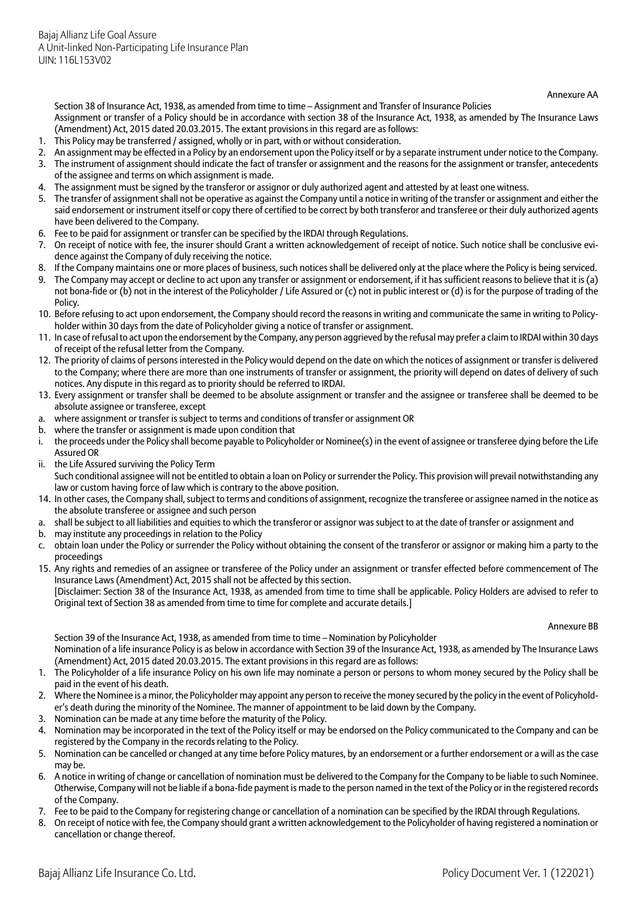Annexure AA

Section 38 of Insurance Act, 1938, as amended from time to time – Assignment and Transfer of Insurance Policies

Assignment or transfer of a Policy should be in accordance with section 38 of the Insurance Act, 1938, as amended by The Insurance Laws (Amendment) Act, 2015 dated 20.03.2015. The extant provisions in this regard are as follows:

1. This Policy may be transferred / assigned, wholly or in part, with or without consideration.
2. An assignment may be effected in a Policy by an endorsement upon the Policy itself or by a separate instrument under notice to the Company.
3. The instrument of assignment should indicate the fact of transfer or assignment and the reasons for the assignment or transfer, antecedents of the assignee and terms on which assignment is made.
4. The assignment must be signed by the transferor or assignor or duly authorized agent and attested by at least one witness.
5. The transfer of assignment shall not be operative as against the Company until a notice in writing of the transfer or assignment and either the said endorsement or instrument itself or copy there of certified to be correct by both transferor and transferee or their duly authorized agents have been delivered to the Company.
6. Fee to be paid for assignment or transfer can be specified by the IRDAI through Regulations.
7. On receipt of notice with fee, the insurer should Grant a written acknowledgement of receipt of notice. Such notice shall be conclusive evidence against the Company of duly receiving the notice.
8. If the Company maintains one or more places of business, such notices shall be delivered only at the place where the Policy is being serviced.
9. The Company may accept or decline to act upon any transfer or assignment or endorsement, if it has sufficient reasons to believe that it is (a) not bona-fide or (b) not in the interest of the Policyholder / Life Assured or (c) not in public interest or (d) is for the purpose of trading of the Policy.
10. Before refusing to act upon endorsement, the Company should record the reasons in writing and communicate the same in writing to Policyholder within 30 days from the date of Policyholder giving a notice of transfer or assignment.
11. In case of refusal to act upon the endorsement by the Company, any person aggrieved by the refusal may prefer a claim to IRDAI within 30 days of receipt of the refusal letter from the Company.
12. The priority of claims of persons interested in the Policy would depend on the date on which the notices of assignment or transfer is delivered to the Company; where there are more than one instruments of transfer or assignment, the priority will depend on dates of delivery of such notices. Any dispute in this regard as to priority should be referred to IRDAI.
13. Every assignment or transfer shall be deemed to be absolute assignment or transfer and the assignee or transferee shall be deemed to be absolute assignee or transferee, except
   a. where assignment or transfer is subject to terms and conditions of transfer or assignment OR
   b. where the transfer or assignment is made upon condition that
      i. the proceeds under the Policy shall become payable to Policyholder or Nominee(s) in the event of assignee or transferee dying before the Life Assured OR
      ii. the Life Assured surviving the Policy Term

   Such conditional assignee will not be entitled to obtain a loan on Policy or surrender the Policy. This provision will prevail notwithstanding any law or custom having force of law which is contrary to the above position.
14. In other cases, the Company shall, subject to terms and conditions of assignment, recognize the transferee or assignee named in the notice as the absolute transferee or assignee and such person
   a. shall be subject to all liabilities and equities to which the transferor or assignor was subject to at the date of transfer or assignment and
   b. may institute any proceedings in relation to the Policy
   c. obtain loan under the Policy or surrender the Policy without obtaining the consent of the transferor or assignor or making him a party to the proceedings
15. Any rights and remedies of an assignee or transferee of the Policy under an assignment or transfer effected before commencement of The Insurance Laws (Amendment) Act, 2015 shall not be affected by this section.

   [Disclaimer: Section 38 of the Insurance Act, 1938, as amended from time to time shall be applicable. Policy Holders are advised to refer to Original text of Section 38 as amended from time to time for complete and accurate details.]

Annexure BB

Section 39 of the Insurance Act, 1938, as amended from time to time – Nomination by Policyholder

Nomination of a life insurance Policy is as below in accordance with Section 39 of the Insurance Act, 1938, as amended by The Insurance Laws (Amendment) Act, 2015 dated 20.03.2015. The extant provisions in this regard are as follows:

1. The Policyholder of a life insurance Policy on his own life may nominate a person or persons to whom money secured by the Policy shall be paid in the event of his death.
2. Where the Nominee is a minor, the Policyholder may appoint any person to receive the money secured by the policy in the event of Policyholder's death during the minority of the Nominee. The manner of appointment to be laid down by the Company.
3. Nomination can be made at any time before the maturity of the Policy.
4. Nomination may be incorporated in the text of the Policy itself or may be endorsed on the Policy communicated to the Company and can be registered by the Company in the records relating to the Policy.
5. Nomination can be cancelled or changed at any time before Policy matures, by an endorsement or a further endorsement or a will as the case may be.
6. A notice in writing of change or cancellation of nomination must be delivered to the Company for the Company to be liable to such Nominee. Otherwise, Company will not be liable if a bona-fide payment is made to the person named in the text of the Policy or in the registered records of the Company.
7. Fee to be paid to the Company for registering change or cancellation of a nomination can be specified by the IRDAI through Regulations.
8. On receipt of notice with fee, the Company should grant a written acknowledgement to the Policyholder of having registered a nomination or cancellation or change thereof.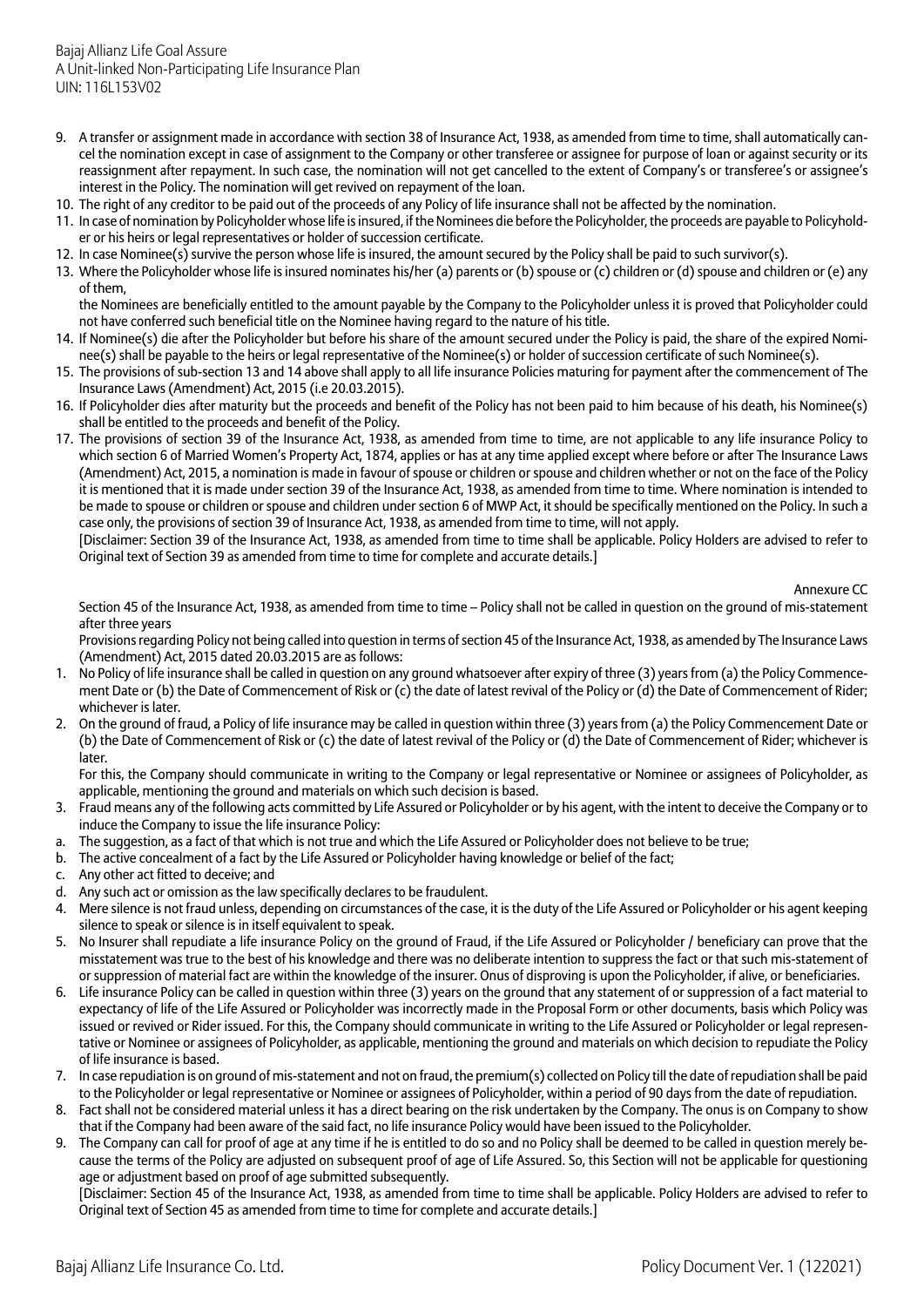9. A transfer or assignment made in accordance with section 38 of Insurance Act, 1938, as amended from time to time, shall automatically cancel the nomination except in case of assignment to the Company or other transferee or assignee for purpose of loan or against security or its reassignment after repayment. In such case, the nomination will not get cancelled to the extent of Company's or transferee's or assignee's interest in the Policy. The nomination will get revived on repayment of the loan.
10. The right of any creditor to be paid out of the proceeds of any Policy of life insurance shall not be affected by the nomination.
11. In case of nomination by Policyholder whose life is insured, if the Nominees die before the Policyholder, the proceeds are payable to Policyholder or his heirs or legal representatives or holder of succession certificate.
12. In case Nominee(s) survive the person whose life is insured, the amount secured by the Policy shall be paid to such survivor(s).
13. Where the Policyholder whose life is insured nominates his/her (a) parents or (b) spouse or (c) children or (d) spouse and children or (e) any of them,

    the Nominees are beneficially entitled to the amount payable by the Company to the Policyholder unless it is proved that Policyholder could not have conferred such beneficial title on the Nominee having regard to the nature of his title.
14. If Nominee(s) die after the Policyholder but before his share of the amount secured under the Policy is paid, the share of the expired Nominee(s) shall be payable to the heirs or legal representative of the Nominee(s) or holder of succession certificate of such Nominee(s).
15. The provisions of sub-section 13 and 14 above shall apply to all life insurance Policies maturing for payment after the commencement of The Insurance Laws (Amendment) Act, 2015 (i.e 20.03.2015).
16. If Policyholder dies after maturity but the proceeds and benefit of the Policy has not been paid to him because of his death, his Nominee(s) shall be entitled to the proceeds and benefit of the Policy.
17. The provisions of section 39 of the Insurance Act, 1938, as amended from time to time, are not applicable to any life insurance Policy to which section 6 of Married Women's Property Act, 1874, applies or has at any time applied except where before or after The Insurance Laws (Amendment) Act, 2015, a nomination is made in favour of spouse or children or spouse and children whether or not on the face of the Policy it is mentioned that it is made under section 39 of the Insurance Act, 1938, as amended from time to time. Where nomination is intended to be made to spouse or children or spouse and children under section 6 of MWP Act, it should be specifically mentioned on the Policy. In such a case only, the provisions of section 39 of Insurance Act, 1938, as amended from time to time, will not apply.

    [Disclaimer: Section 39 of the Insurance Act, 1938, as amended from time to time shall be applicable. Policy Holders are advised to refer to Original text of Section 39 as amended from time to time for complete and accurate details.]

Annexure CC

Section 45 of the Insurance Act, 1938, as amended from time to time – Policy shall not be called in question on the ground of mis-statement after three years

Provisions regarding Policy not being called into question in terms of section 45 of the Insurance Act, 1938, as amended by The Insurance Laws (Amendment) Act, 2015 dated 20.03.2015 are as follows:

1. No Policy of life insurance shall be called in question on any ground whatsoever after expiry of three (3) years from (a) the Policy Commencement Date or (b) the Date of Commencement of Risk or (c) the date of latest revival of the Policy or (d) the Date of Commencement of Rider; whichever is later.
2. On the ground of fraud, a Policy of life insurance may be called in question within three (3) years from (a) the Policy Commencement Date or (b) the Date of Commencement of Risk or (c) the date of latest revival of the Policy or (d) the Date of Commencement of Rider; whichever is later.

   For this, the Company should communicate in writing to the Company or legal representative or Nominee or assignees of Policyholder, as applicable, mentioning the ground and materials on which such decision is based.
3. Fraud means any of the following acts committed by Life Assured or Policyholder or by his agent, with the intent to deceive the Company or to induce the Company to issue the life insurance Policy:
   a. The suggestion, as a fact of that which is not true and which the Life Assured or Policyholder does not believe to be true;
   b. The active concealment of a fact by the Life Assured or Policyholder having knowledge or belief of the fact;
   c. Any other act fitted to deceive; and
   d. Any such act or omission as the law specifically declares to be fraudulent.
4. Mere silence is not fraud unless, depending on circumstances of the case, it is the duty of the Life Assured or Policyholder or his agent keeping silence to speak or silence is in itself equivalent to speak.
5. No Insurer shall repudiate a life insurance Policy on the ground of Fraud, if the Life Assured or Policyholder / beneficiary can prove that the misstatement was true to the best of his knowledge and there was no deliberate intention to suppress the fact or that such mis-statement of or suppression of material fact are within the knowledge of the insurer. Onus of disproving is upon the Policyholder, if alive, or beneficiaries.
6. Life insurance Policy can be called in question within three (3) years on the ground that any statement of or suppression of a fact material to expectancy of life of the Life Assured or Policyholder was incorrectly made in the Proposal Form or other documents, basis which Policy was issued or revived or Rider issued. For this, the Company should communicate in writing to the Life Assured or Policyholder or legal representative or Nominee or assignees of Policyholder, as applicable, mentioning the ground and materials on which decision to repudiate the Policy of life insurance is based.
7. In case repudiation is on ground of mis-statement and not on fraud, the premium(s) collected on Policy till the date of repudiation shall be paid to the Policyholder or legal representative or Nominee or assignees of Policyholder, within a period of 90 days from the date of repudiation.
8. Fact shall not be considered material unless it has a direct bearing on the risk undertaken by the Company. The onus is on Company to show that if the Company had been aware of the said fact, no life insurance Policy would have been issued to the Policyholder.
9. The Company can call for proof of age at any time if he is entitled to do so and no Policy shall be deemed to be called in question merely because the terms of the Policy are adjusted on subsequent proof of age of Life Assured. So, this Section will not be applicable for questioning age or adjustment based on proof of age submitted subsequently.

   [Disclaimer: Section 45 of the Insurance Act, 1938, as amended from time to time shall be applicable. Policy Holders are advised to refer to Original text of Section 45 as amended from time to time for complete and accurate details.]